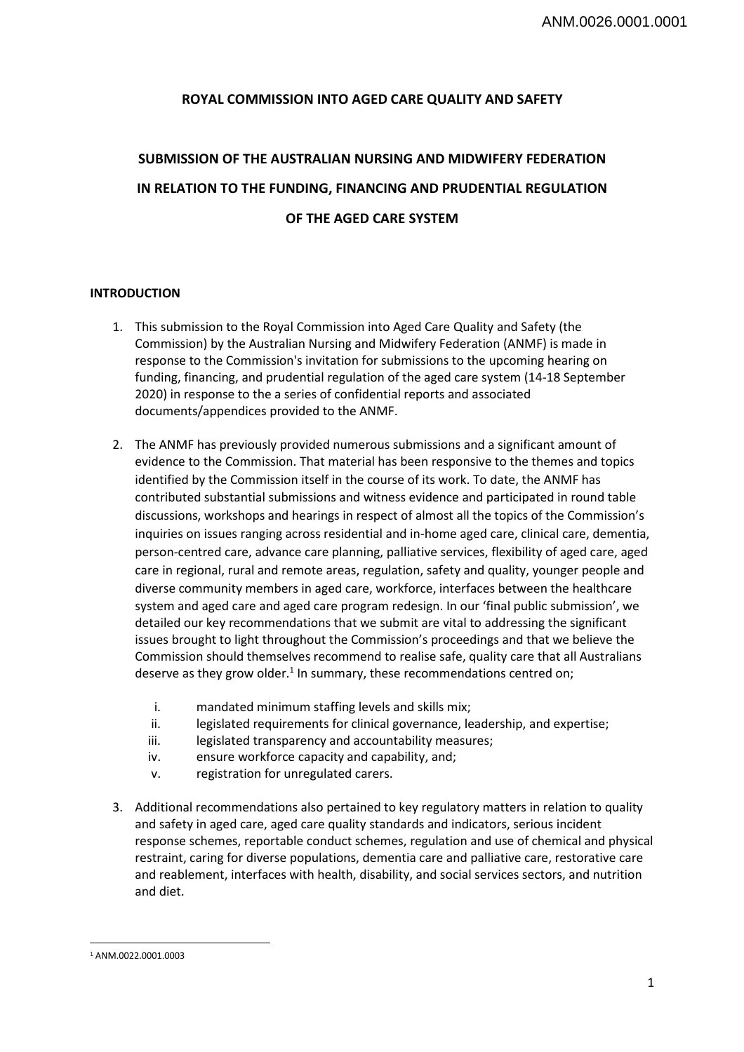ANM.0026.0001.0001

**ROYAL COMMISSION INTO AGED CARE QUALITY AND SAFETY**

# SUBMISSION OF THE AUSTRALIAN NURSING AND MIDWIFERY FEDERATION IN RELATION TO THE FUNDING, FINANCING AND PRUDENTIAL REGULATION OF THE AGED CARE SYSTEM

## INTRODUCTION

1. This submission to the Royal Commission into Aged Care Quality and Safety (the Commission) by the Australian Nursing and Midwifery Federation (ANMF) is made in response to the Commission's invitation for submissions to the upcoming hearing on funding, financing, and prudential regulation of the aged care system (14-18 September 2020) in response to the a series of confidential reports and associated documents/appendices provided to the ANMF.

2. The ANMF has previously provided numerous submissions and a significant amount of evidence to the Commission. That material has been responsive to the themes and topics identified by the Commission itself in the course of its work. To date, the ANMF has contributed substantial submissions and witness evidence and participated in round table discussions, workshops and hearings in respect of almost all the topics of the Commission's inquiries on issues ranging across residential and in-home aged care, clinical care, dementia, person-centred care, advance care planning, palliative services, flexibility of aged care, aged care in regional, rural and remote areas, regulation, safety and quality, younger people and diverse community members in aged care, workforce, interfaces between the healthcare system and aged care and aged care program redesign. In our 'final public submission', we detailed our key recommendations that we submit are vital to addressing the significant issues brought to light throughout the Commission's proceedings and that we believe the Commission should themselves recommend to realise safe, quality care that all Australians deserve as they grow older.[1] In summary, these recommendations centred on;

    i. mandated minimum staffing levels and skills mix;
    ii. legislated requirements for clinical governance, leadership, and expertise;
    iii. legislated transparency and accountability measures;
    iv. ensure workforce capacity and capability, and;
    v. registration for unregulated carers.

3. Additional recommendations also pertained to key regulatory matters in relation to quality and safety in aged care, aged care quality standards and indicators, serious incident response schemes, reportable conduct schemes, regulation and use of chemical and physical restraint, caring for diverse populations, dementia care and palliative care, restorative care and reablement, interfaces with health, disability, and social services sectors, and nutrition and diet.

---

[1] ANM.0022.0001.0003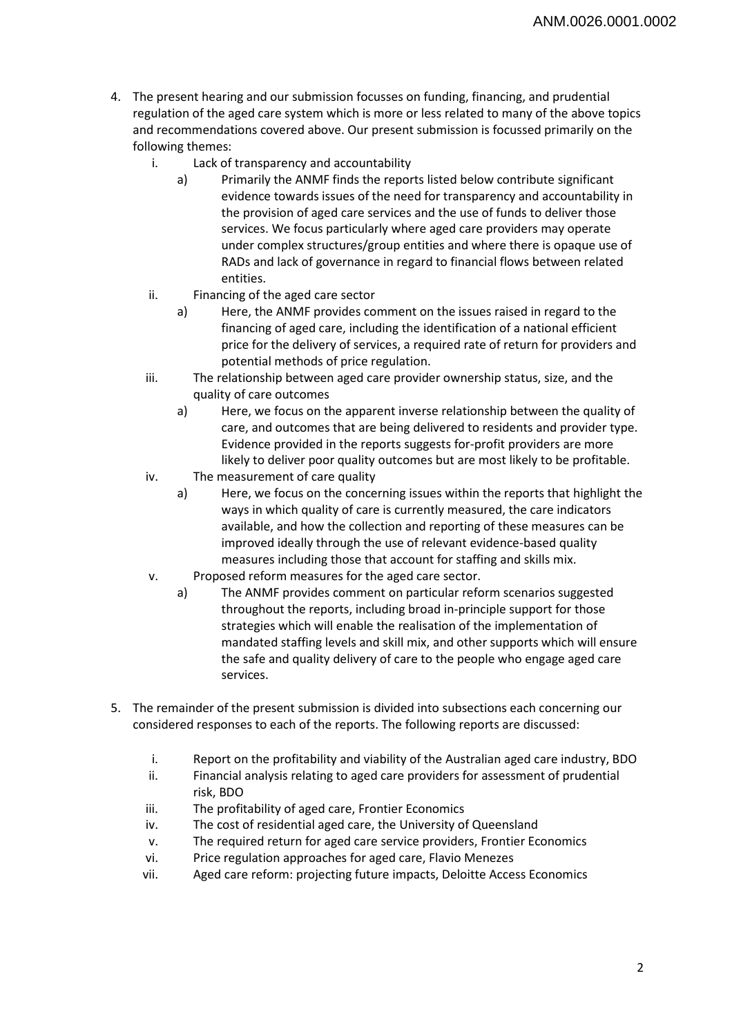4. The present hearing and our submission focusses on funding, financing, and prudential regulation of the aged care system which is more or less related to many of the above topics and recommendations covered above. Our present submission is focussed primarily on the following themes:
    i. Lack of transparency and accountability
        a) Primarily the ANMF finds the reports listed below contribute significant evidence towards issues of the need for transparency and accountability in the provision of aged care services and the use of funds to deliver those services. We focus particularly where aged care providers may operate under complex structures/group entities and where there is opaque use of RADs and lack of governance in regard to financial flows between related entities.
    ii. Financing of the aged care sector
        a) Here, the ANMF provides comment on the issues raised in regard to the financing of aged care, including the identification of a national efficient price for the delivery of services, a required rate of return for providers and potential methods of price regulation.
    iii. The relationship between aged care provider ownership status, size, and the quality of care outcomes
        a) Here, we focus on the apparent inverse relationship between the quality of care, and outcomes that are being delivered to residents and provider type. Evidence provided in the reports suggests for-profit providers are more likely to deliver poor quality outcomes but are most likely to be profitable.
    iv. The measurement of care quality
        a) Here, we focus on the concerning issues within the reports that highlight the ways in which quality of care is currently measured, the care indicators available, and how the collection and reporting of these measures can be improved ideally through the use of relevant evidence-based quality measures including those that account for staffing and skills mix.
    v. Proposed reform measures for the aged care sector.
        a) The ANMF provides comment on particular reform scenarios suggested throughout the reports, including broad in-principle support for those strategies which will enable the realisation of the implementation of mandated staffing levels and skill mix, and other supports which will ensure the safe and quality delivery of care to the people who engage aged care services.

5. The remainder of the present submission is divided into subsections each concerning our considered responses to each of the reports. The following reports are discussed:

    i. Report on the profitability and viability of the Australian aged care industry, BDO
    ii. Financial analysis relating to aged care providers for assessment of prudential risk, BDO
    iii. The profitability of aged care, Frontier Economics
    iv. The cost of residential aged care, the University of Queensland
    v. The required return for aged care service providers, Frontier Economics
    vi. Price regulation approaches for aged care, Flavio Menezes
    vii. Aged care reform: projecting future impacts, Deloitte Access Economics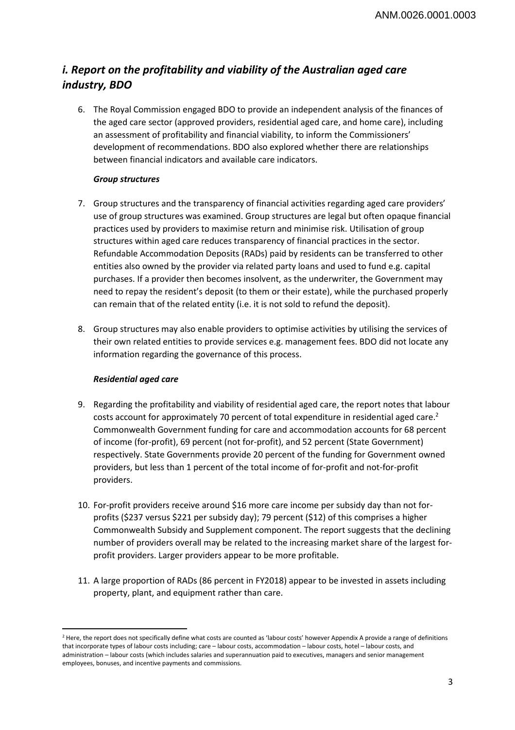## *i. Report on the profitability and viability of the Australian aged care industry, BDO*

6. The Royal Commission engaged BDO to provide an independent analysis of the finances of the aged care sector (approved providers, residential aged care, and home care), including an assessment of profitability and financial viability, to inform the Commissioners' development of recommendations. BDO also explored whether there are relationships between financial indicators and available care indicators.

***Group structures***

7. Group structures and the transparency of financial activities regarding aged care providers' use of group structures was examined. Group structures are legal but often opaque financial practices used by providers to maximise return and minimise risk. Utilisation of group structures within aged care reduces transparency of financial practices in the sector. Refundable Accommodation Deposits (RADs) paid by residents can be transferred to other entities also owned by the provider via related party loans and used to fund e.g. capital purchases. If a provider then becomes insolvent, as the underwriter, the Government may need to repay the resident's deposit (to them or their estate), while the purchased properly can remain that of the related entity (i.e. it is not sold to refund the deposit).

8. Group structures may also enable providers to optimise activities by utilising the services of their own related entities to provide services e.g. management fees. BDO did not locate any information regarding the governance of this process.

***Residential aged care***

9. Regarding the profitability and viability of residential aged care, the report notes that labour costs account for approximately 70 percent of total expenditure in residential aged care.[2] Commonwealth Government funding for care and accommodation accounts for 68 percent of income (for-profit), 69 percent (not for-profit), and 52 percent (State Government) respectively. State Governments provide 20 percent of the funding for Government owned providers, but less than 1 percent of the total income of for-profit and not-for-profit providers.

10. For-profit providers receive around $16 more care income per subsidy day than not for-profits ($237 versus $221 per subsidy day); 79 percent ($12) of this comprises a higher Commonwealth Subsidy and Supplement component. The report suggests that the declining number of providers overall may be related to the increasing market share of the largest for-profit providers. Larger providers appear to be more profitable.

11. A large proportion of RADs (86 percent in FY2018) appear to be invested in assets including property, plant, and equipment rather than care.

---

[2] Here, the report does not specifically define what costs are counted as 'labour costs' however Appendix A provide a range of definitions that incorporate types of labour costs including; care – labour costs, accommodation – labour costs, hotel – labour costs, and administration – labour costs (which includes salaries and superannuation paid to executives, managers and senior management employees, bonuses, and incentive payments and commissions.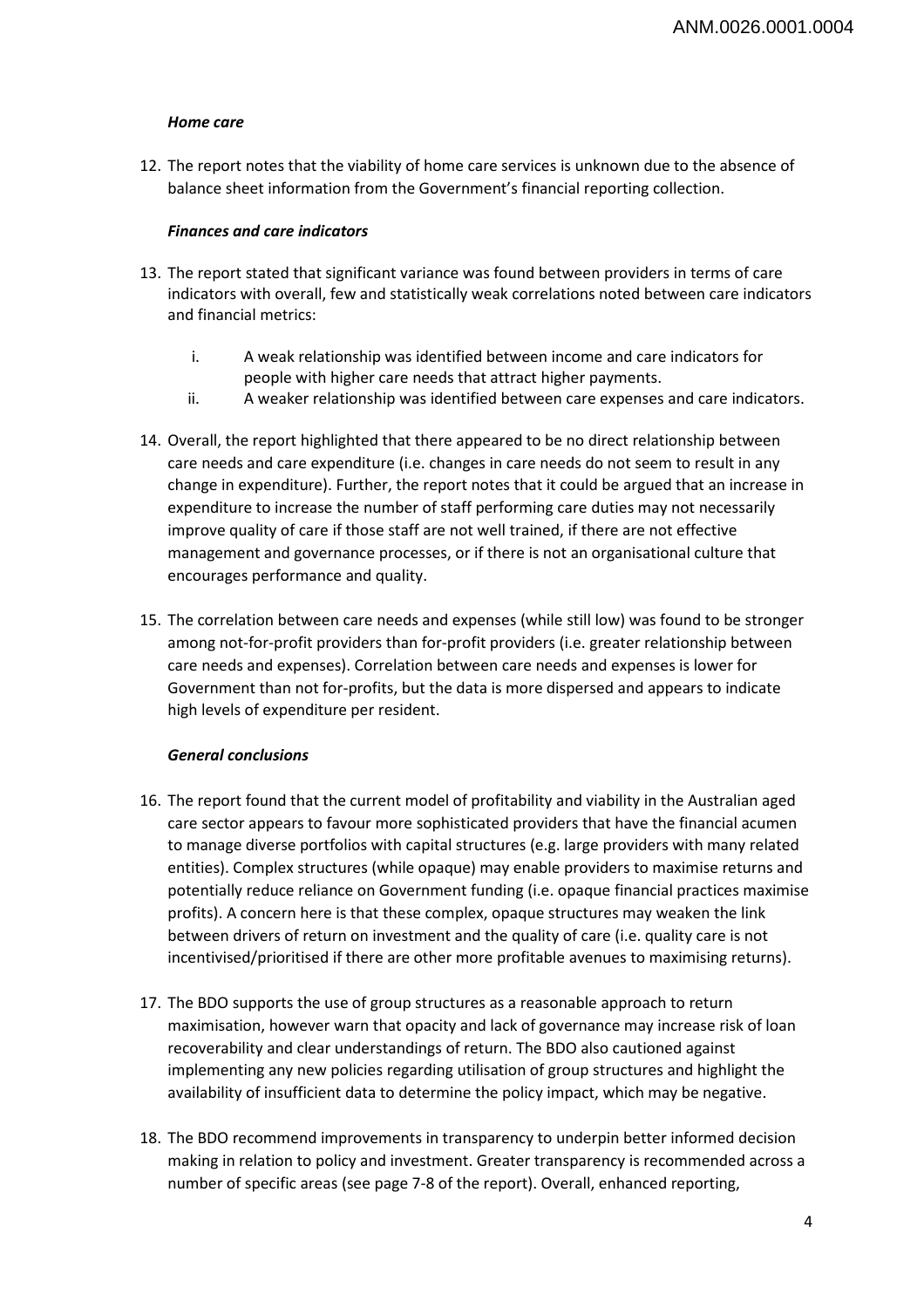***Home care***

12. The report notes that the viability of home care services is unknown due to the absence of balance sheet information from the Government's financial reporting collection.

***Finances and care indicators***

13. The report stated that significant variance was found between providers in terms of care indicators with overall, few and statistically weak correlations noted between care indicators and financial metrics:

    i. A weak relationship was identified between income and care indicators for people with higher care needs that attract higher payments.
    ii. A weaker relationship was identified between care expenses and care indicators.

14. Overall, the report highlighted that there appeared to be no direct relationship between care needs and care expenditure (i.e. changes in care needs do not seem to result in any change in expenditure). Further, the report notes that it could be argued that an increase in expenditure to increase the number of staff performing care duties may not necessarily improve quality of care if those staff are not well trained, if there are not effective management and governance processes, or if there is not an organisational culture that encourages performance and quality.

15. The correlation between care needs and expenses (while still low) was found to be stronger among not-for-profit providers than for-profit providers (i.e. greater relationship between care needs and expenses). Correlation between care needs and expenses is lower for Government than not for-profits, but the data is more dispersed and appears to indicate high levels of expenditure per resident.

***General conclusions***

16. The report found that the current model of profitability and viability in the Australian aged care sector appears to favour more sophisticated providers that have the financial acumen to manage diverse portfolios with capital structures (e.g. large providers with many related entities). Complex structures (while opaque) may enable providers to maximise returns and potentially reduce reliance on Government funding (i.e. opaque financial practices maximise profits). A concern here is that these complex, opaque structures may weaken the link between drivers of return on investment and the quality of care (i.e. quality care is not incentivised/prioritised if there are other more profitable avenues to maximising returns).

17. The BDO supports the use of group structures as a reasonable approach to return maximisation, however warn that opacity and lack of governance may increase risk of loan recoverability and clear understandings of return. The BDO also cautioned against implementing any new policies regarding utilisation of group structures and highlight the availability of insufficient data to determine the policy impact, which may be negative.

18. The BDO recommend improvements in transparency to underpin better informed decision making in relation to policy and investment. Greater transparency is recommended across a number of specific areas (see page 7-8 of the report). Overall, enhanced reporting,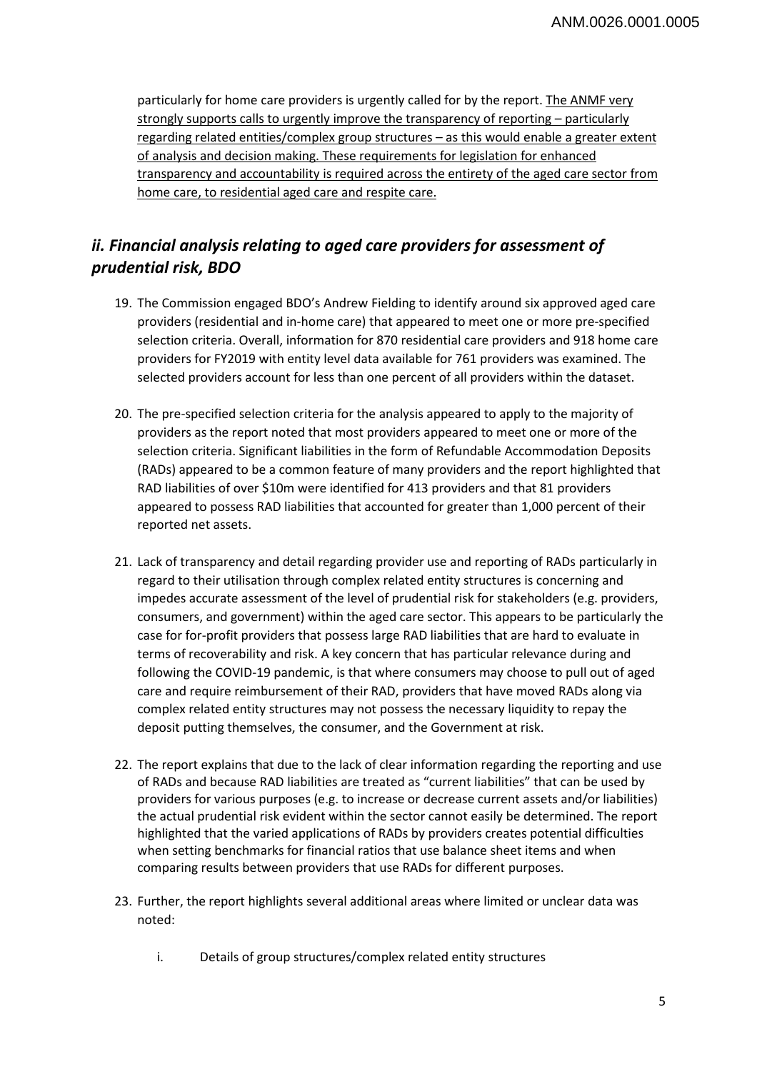particularly for home care providers is urgently called for by the report. <u>The ANMF very strongly supports calls to urgently improve the transparency of reporting – particularly regarding related entities/complex group structures – as this would enable a greater extent of analysis and decision making. These requirements for legislation for enhanced transparency and accountability is required across the entirety of the aged care sector from home care, to residential aged care and respite care.</u>

## *ii. Financial analysis relating to aged care providers for assessment of prudential risk, BDO*

19. The Commission engaged BDO's Andrew Fielding to identify around six approved aged care providers (residential and in-home care) that appeared to meet one or more pre-specified selection criteria. Overall, information for 870 residential care providers and 918 home care providers for FY2019 with entity level data available for 761 providers was examined. The selected providers account for less than one percent of all providers within the dataset.

20. The pre-specified selection criteria for the analysis appeared to apply to the majority of providers as the report noted that most providers appeared to meet one or more of the selection criteria. Significant liabilities in the form of Refundable Accommodation Deposits (RADs) appeared to be a common feature of many providers and the report highlighted that RAD liabilities of over $10m were identified for 413 providers and that 81 providers appeared to possess RAD liabilities that accounted for greater than 1,000 percent of their reported net assets.

21. Lack of transparency and detail regarding provider use and reporting of RADs particularly in regard to their utilisation through complex related entity structures is concerning and impedes accurate assessment of the level of prudential risk for stakeholders (e.g. providers, consumers, and government) within the aged care sector. This appears to be particularly the case for for-profit providers that possess large RAD liabilities that are hard to evaluate in terms of recoverability and risk. A key concern that has particular relevance during and following the COVID-19 pandemic, is that where consumers may choose to pull out of aged care and require reimbursement of their RAD, providers that have moved RADs along via complex related entity structures may not possess the necessary liquidity to repay the deposit putting themselves, the consumer, and the Government at risk.

22. The report explains that due to the lack of clear information regarding the reporting and use of RADs and because RAD liabilities are treated as "current liabilities" that can be used by providers for various purposes (e.g. to increase or decrease current assets and/or liabilities) the actual prudential risk evident within the sector cannot easily be determined. The report highlighted that the varied applications of RADs by providers creates potential difficulties when setting benchmarks for financial ratios that use balance sheet items and when comparing results between providers that use RADs for different purposes.

23. Further, the report highlights several additional areas where limited or unclear data was noted:

    i. Details of group structures/complex related entity structures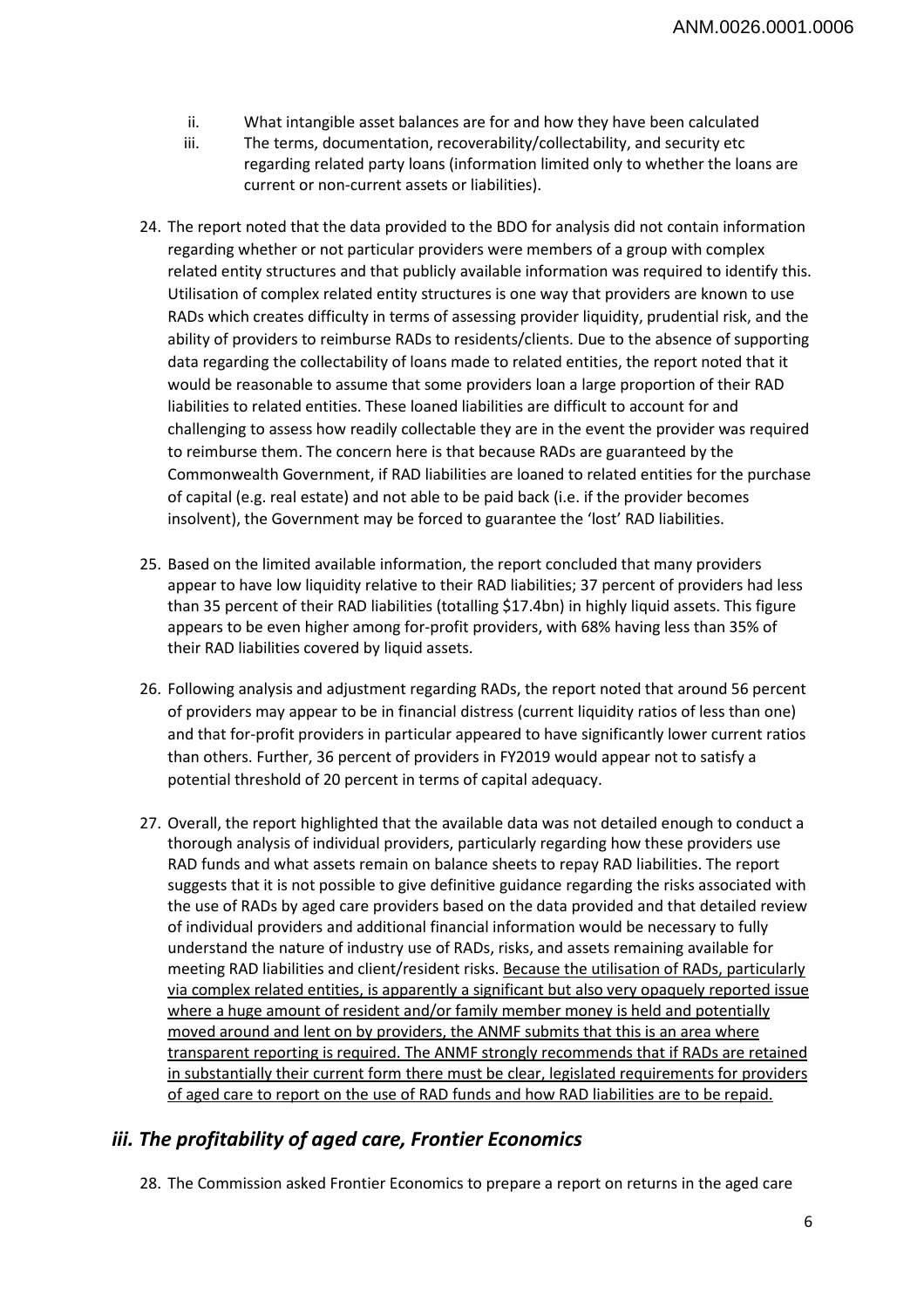ii. What intangible asset balances are for and how they have been calculated
iii. The terms, documentation, recoverability/collectability, and security etc regarding related party loans (information limited only to whether the loans are current or non-current assets or liabilities).

24. The report noted that the data provided to the BDO for analysis did not contain information regarding whether or not particular providers were members of a group with complex related entity structures and that publicly available information was required to identify this. Utilisation of complex related entity structures is one way that providers are known to use RADs which creates difficulty in terms of assessing provider liquidity, prudential risk, and the ability of providers to reimburse RADs to residents/clients. Due to the absence of supporting data regarding the collectability of loans made to related entities, the report noted that it would be reasonable to assume that some providers loan a large proportion of their RAD liabilities to related entities. These loaned liabilities are difficult to account for and challenging to assess how readily collectable they are in the event the provider was required to reimburse them. The concern here is that because RADs are guaranteed by the Commonwealth Government, if RAD liabilities are loaned to related entities for the purchase of capital (e.g. real estate) and not able to be paid back (i.e. if the provider becomes insolvent), the Government may be forced to guarantee the 'lost' RAD liabilities.

25. Based on the limited available information, the report concluded that many providers appear to have low liquidity relative to their RAD liabilities; 37 percent of providers had less than 35 percent of their RAD liabilities (totalling $17.4bn) in highly liquid assets. This figure appears to be even higher among for-profit providers, with 68% having less than 35% of their RAD liabilities covered by liquid assets.

26. Following analysis and adjustment regarding RADs, the report noted that around 56 percent of providers may appear to be in financial distress (current liquidity ratios of less than one) and that for-profit providers in particular appeared to have significantly lower current ratios than others. Further, 36 percent of providers in FY2019 would appear not to satisfy a potential threshold of 20 percent in terms of capital adequacy.

27. Overall, the report highlighted that the available data was not detailed enough to conduct a thorough analysis of individual providers, particularly regarding how these providers use RAD funds and what assets remain on balance sheets to repay RAD liabilities. The report suggests that it is not possible to give definitive guidance regarding the risks associated with the use of RADs by aged care providers based on the data provided and that detailed review of individual providers and additional financial information would be necessary to fully understand the nature of industry use of RADs, risks, and assets remaining available for meeting RAD liabilities and client/resident risks. <u>Because the utilisation of RADs, particularly via complex related entities, is apparently a significant but also very opaquely reported issue where a huge amount of resident and/or family member money is held and potentially moved around and lent on by providers, the ANMF submits that this is an area where transparent reporting is required. The ANMF strongly recommends that if RADs are retained in substantially their current form there must be clear, legislated requirements for providers of aged care to report on the use of RAD funds and how RAD liabilities are to be repaid.</u>

## *iii. The profitability of aged care, Frontier Economics*

28. The Commission asked Frontier Economics to prepare a report on returns in the aged care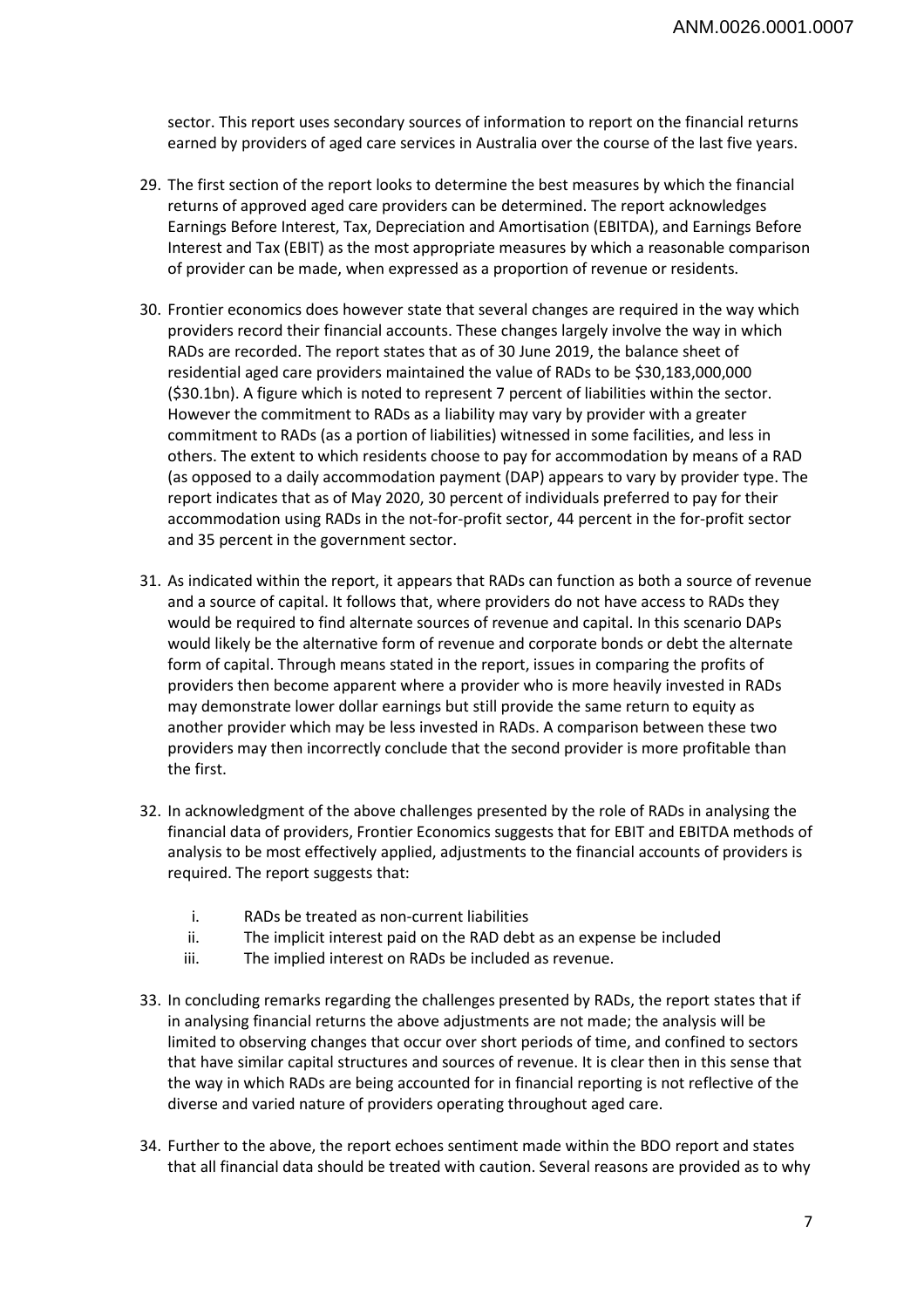sector. This report uses secondary sources of information to report on the financial returns earned by providers of aged care services in Australia over the course of the last five years.

29. The first section of the report looks to determine the best measures by which the financial returns of approved aged care providers can be determined. The report acknowledges Earnings Before Interest, Tax, Depreciation and Amortisation (EBITDA), and Earnings Before Interest and Tax (EBIT) as the most appropriate measures by which a reasonable comparison of provider can be made, when expressed as a proportion of revenue or residents.

30. Frontier economics does however state that several changes are required in the way which providers record their financial accounts. These changes largely involve the way in which RADs are recorded. The report states that as of 30 June 2019, the balance sheet of residential aged care providers maintained the value of RADs to be $30,183,000,000 ($30.1bn). A figure which is noted to represent 7 percent of liabilities within the sector. However the commitment to RADs as a liability may vary by provider with a greater commitment to RADs (as a portion of liabilities) witnessed in some facilities, and less in others. The extent to which residents choose to pay for accommodation by means of a RAD (as opposed to a daily accommodation payment (DAP) appears to vary by provider type. The report indicates that as of May 2020, 30 percent of individuals preferred to pay for their accommodation using RADs in the not-for-profit sector, 44 percent in the for-profit sector and 35 percent in the government sector.

31. As indicated within the report, it appears that RADs can function as both a source of revenue and a source of capital. It follows that, where providers do not have access to RADs they would be required to find alternate sources of revenue and capital. In this scenario DAPs would likely be the alternative form of revenue and corporate bonds or debt the alternate form of capital. Through means stated in the report, issues in comparing the profits of providers then become apparent where a provider who is more heavily invested in RADs may demonstrate lower dollar earnings but still provide the same return to equity as another provider which may be less invested in RADs. A comparison between these two providers may then incorrectly conclude that the second provider is more profitable than the first.

32. In acknowledgment of the above challenges presented by the role of RADs in analysing the financial data of providers, Frontier Economics suggests that for EBIT and EBITDA methods of analysis to be most effectively applied, adjustments to the financial accounts of providers is required. The report suggests that:

    i. RADs be treated as non-current liabilities
    ii. The implicit interest paid on the RAD debt as an expense be included
    iii. The implied interest on RADs be included as revenue.

33. In concluding remarks regarding the challenges presented by RADs, the report states that if in analysing financial returns the above adjustments are not made; the analysis will be limited to observing changes that occur over short periods of time, and confined to sectors that have similar capital structures and sources of revenue. It is clear then in this sense that the way in which RADs are being accounted for in financial reporting is not reflective of the diverse and varied nature of providers operating throughout aged care.

34. Further to the above, the report echoes sentiment made within the BDO report and states that all financial data should be treated with caution. Several reasons are provided as to why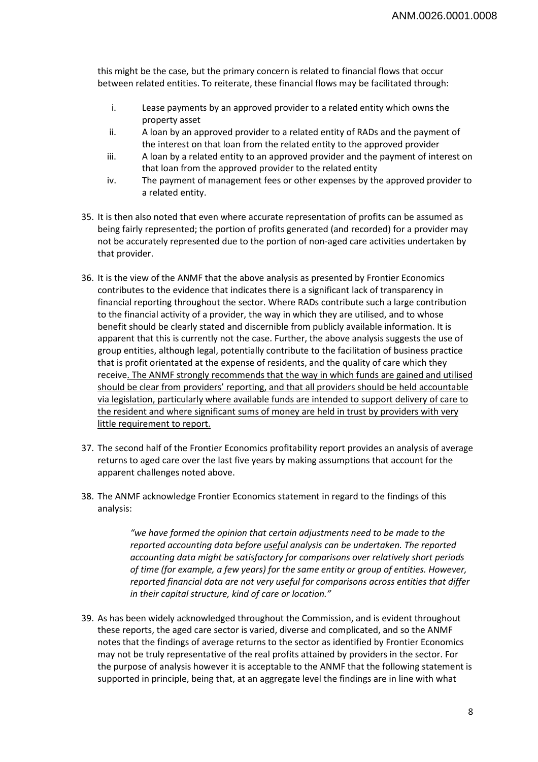this might be the case, but the primary concern is related to financial flows that occur between related entities. To reiterate, these financial flows may be facilitated through:

i. Lease payments by an approved provider to a related entity which owns the property asset
ii. A loan by an approved provider to a related entity of RADs and the payment of the interest on that loan from the related entity to the approved provider
iii. A loan by a related entity to an approved provider and the payment of interest on that loan from the approved provider to the related entity
iv. The payment of management fees or other expenses by the approved provider to a related entity.

35. It is then also noted that even where accurate representation of profits can be assumed as being fairly represented; the portion of profits generated (and recorded) for a provider may not be accurately represented due to the portion of non-aged care activities undertaken by that provider.

36. It is the view of the ANMF that the above analysis as presented by Frontier Economics contributes to the evidence that indicates there is a significant lack of transparency in financial reporting throughout the sector. Where RADs contribute such a large contribution to the financial activity of a provider, the way in which they are utilised, and to whose benefit should be clearly stated and discernible from publicly available information. It is apparent that this is currently not the case. Further, the above analysis suggests the use of group entities, although legal, potentially contribute to the facilitation of business practice that is profit orientated at the expense of residents, and the quality of care which they receive<u>. The ANMF strongly recommends that the way in which funds are gained and utilised should be clear from providers' reporting, and that all providers should be held accountable via legislation, particularly where available funds are intended to support delivery of care to the resident and where significant sums of money are held in trust by providers with very little requirement to report.</u>

37. The second half of the Frontier Economics profitability report provides an analysis of average returns to aged care over the last five years by making assumptions that account for the apparent challenges noted above.

38. The ANMF acknowledge Frontier Economics statement in regard to the findings of this analysis:

> *"we have formed the opinion that certain adjustments need to be made to the reported accounting data before <u>useful</u> analysis can be undertaken. The reported accounting data might be satisfactory for comparisons over relatively short periods of time (for example, a few years) for the same entity or group of entities. However, reported financial data are not very useful for comparisons across entities that differ in their capital structure, kind of care or location."*

39. As has been widely acknowledged throughout the Commission, and is evident throughout these reports, the aged care sector is varied, diverse and complicated, and so the ANMF notes that the findings of average returns to the sector as identified by Frontier Economics may not be truly representative of the real profits attained by providers in the sector. For the purpose of analysis however it is acceptable to the ANMF that the following statement is supported in principle, being that, at an aggregate level the findings are in line with what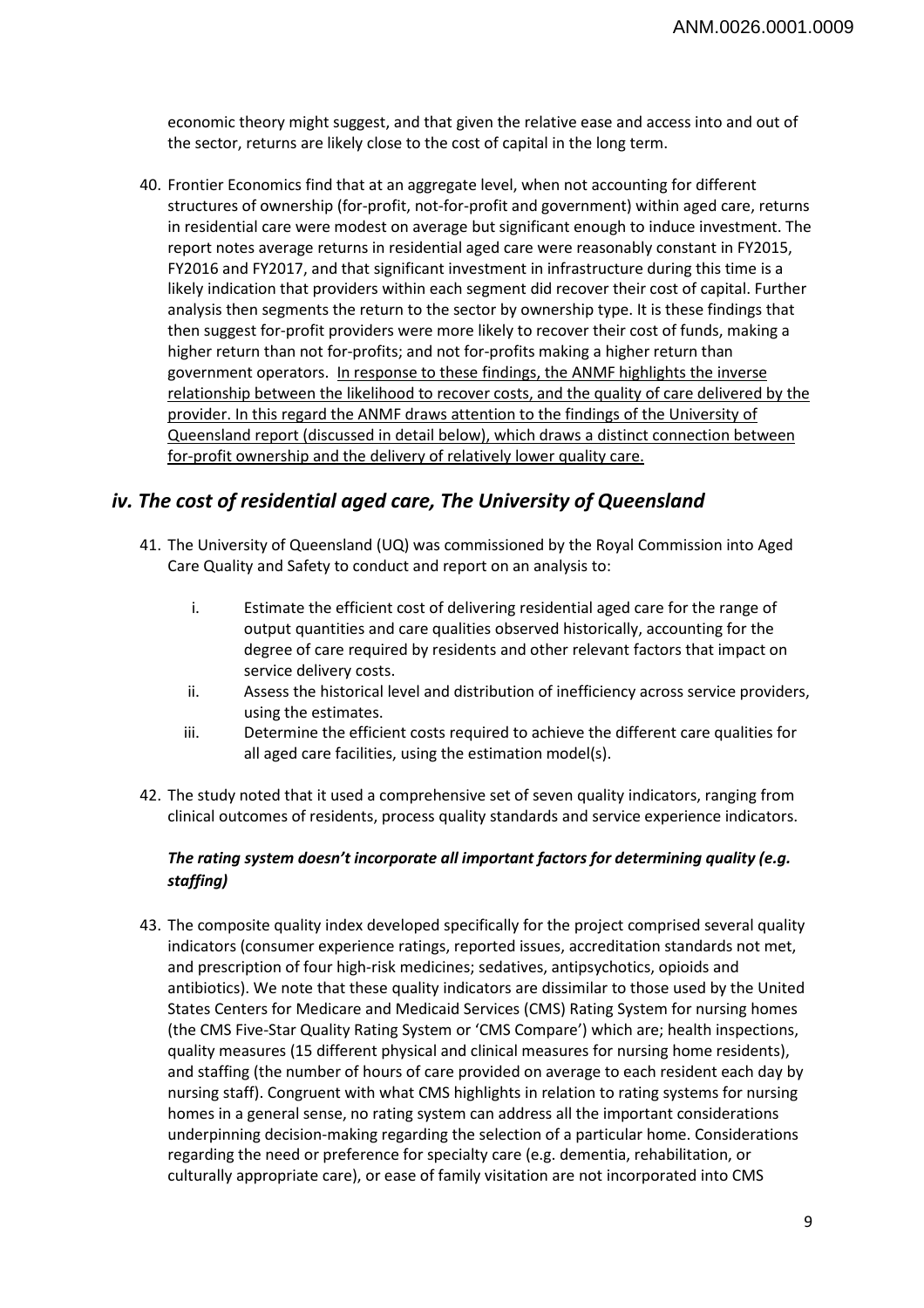economic theory might suggest, and that given the relative ease and access into and out of the sector, returns are likely close to the cost of capital in the long term.

40. Frontier Economics find that at an aggregate level, when not accounting for different structures of ownership (for-profit, not-for-profit and government) within aged care, returns in residential care were modest on average but significant enough to induce investment. The report notes average returns in residential aged care were reasonably constant in FY2015, FY2016 and FY2017, and that significant investment in infrastructure during this time is a likely indication that providers within each segment did recover their cost of capital. Further analysis then segments the return to the sector by ownership type. It is these findings that then suggest for-profit providers were more likely to recover their cost of funds, making a higher return than not for-profits; and not for-profits making a higher return than government operators. <u>In response to these findings, the ANMF highlights the inverse relationship between the likelihood to recover costs, and the quality of care delivered by the provider. In this regard the ANMF draws attention to the findings of the University of Queensland report (discussed in detail below), which draws a distinct connection between for-profit ownership and the delivery of relatively lower quality care.</u>

## *iv. The cost of residential aged care, The University of Queensland*

41. The University of Queensland (UQ) was commissioned by the Royal Commission into Aged Care Quality and Safety to conduct and report on an analysis to:

    i. Estimate the efficient cost of delivering residential aged care for the range of output quantities and care qualities observed historically, accounting for the degree of care required by residents and other relevant factors that impact on service delivery costs.
    ii. Assess the historical level and distribution of inefficiency across service providers, using the estimates.
    iii. Determine the efficient costs required to achieve the different care qualities for all aged care facilities, using the estimation model(s).

42. The study noted that it used a comprehensive set of seven quality indicators, ranging from clinical outcomes of residents, process quality standards and service experience indicators.

### *The rating system doesn't incorporate all important factors for determining quality (e.g. staffing)*

43. The composite quality index developed specifically for the project comprised several quality indicators (consumer experience ratings, reported issues, accreditation standards not met, and prescription of four high-risk medicines; sedatives, antipsychotics, opioids and antibiotics). We note that these quality indicators are dissimilar to those used by the United States Centers for Medicare and Medicaid Services (CMS) Rating System for nursing homes (the CMS Five-Star Quality Rating System or 'CMS Compare') which are; health inspections, quality measures (15 different physical and clinical measures for nursing home residents), and staffing (the number of hours of care provided on average to each resident each day by nursing staff). Congruent with what CMS highlights in relation to rating systems for nursing homes in a general sense, no rating system can address all the important considerations underpinning decision-making regarding the selection of a particular home. Considerations regarding the need or preference for specialty care (e.g. dementia, rehabilitation, or culturally appropriate care), or ease of family visitation are not incorporated into CMS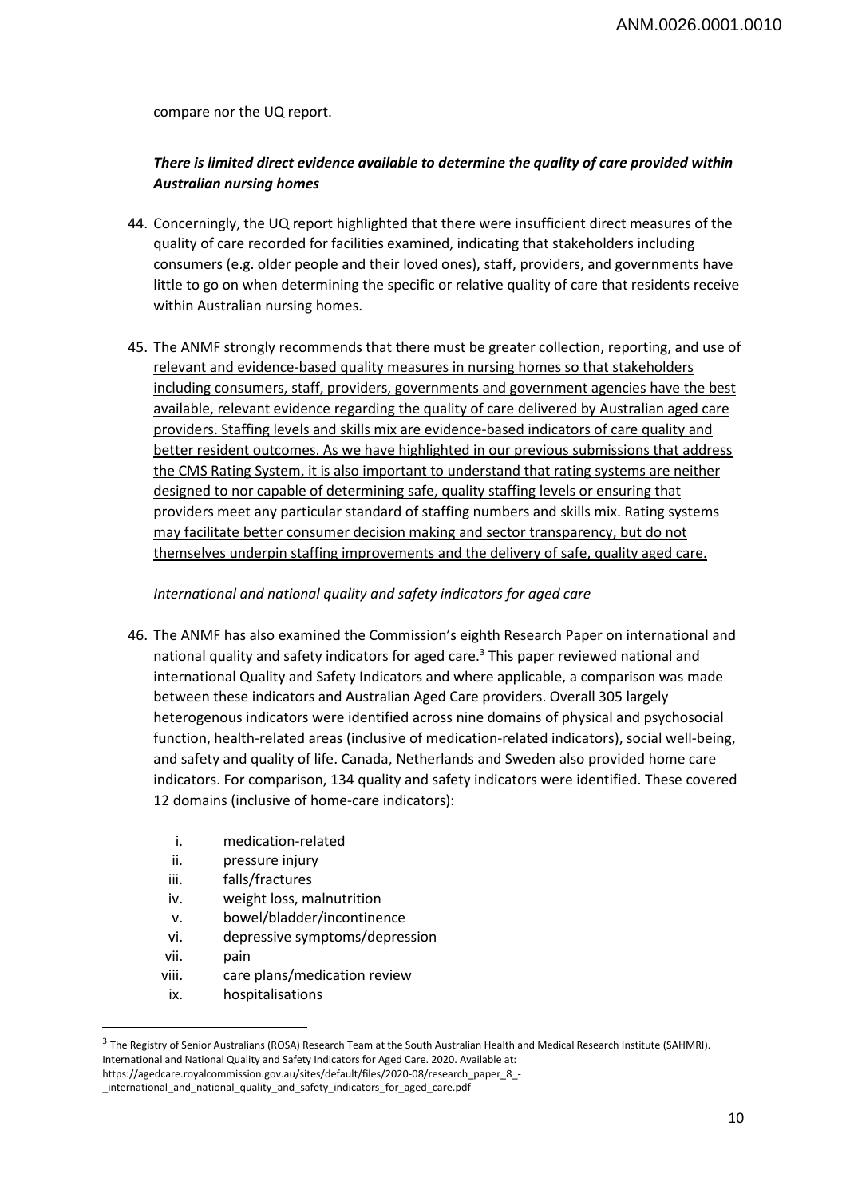compare nor the UQ report.

***There is limited direct evidence available to determine the quality of care provided within Australian nursing homes***

44. Concerningly, the UQ report highlighted that there were insufficient direct measures of the quality of care recorded for facilities examined, indicating that stakeholders including consumers (e.g. older people and their loved ones), staff, providers, and governments have little to go on when determining the specific or relative quality of care that residents receive within Australian nursing homes.

45. <u>The ANMF strongly recommends that there must be greater collection, reporting, and use of relevant and evidence-based quality measures in nursing homes so that stakeholders including consumers, staff, providers, governments and government agencies have the best available, relevant evidence regarding the quality of care delivered by Australian aged care providers. Staffing levels and skills mix are evidence-based indicators of care quality and better resident outcomes. As we have highlighted in our previous submissions that address the CMS Rating System, it is also important to understand that rating systems are neither designed to nor capable of determining safe, quality staffing levels or ensuring that providers meet any particular standard of staffing numbers and skills mix. Rating systems may facilitate better consumer decision making and sector transparency, but do not themselves underpin staffing improvements and the delivery of safe, quality aged care.</u>

*International and national quality and safety indicators for aged care*

46. The ANMF has also examined the Commission's eighth Research Paper on international and national quality and safety indicators for aged care.[3] This paper reviewed national and international Quality and Safety Indicators and where applicable, a comparison was made between these indicators and Australian Aged Care providers. Overall 305 largely heterogenous indicators were identified across nine domains of physical and psychosocial function, health-related areas (inclusive of medication-related indicators), social well-being, and safety and quality of life. Canada, Netherlands and Sweden also provided home care indicators. For comparison, 134 quality and safety indicators were identified. These covered 12 domains (inclusive of home-care indicators):

    i. medication-related
    ii. pressure injury
    iii. falls/fractures
    iv. weight loss, malnutrition
    v. bowel/bladder/incontinence
    vi. depressive symptoms/depression
    vii. pain
    viii. care plans/medication review
    ix. hospitalisations

[3] The Registry of Senior Australians (ROSA) Research Team at the South Australian Health and Medical Research Institute (SAHMRI). International and National Quality and Safety Indicators for Aged Care. 2020. Available at: https://agedcare.royalcommission.gov.au/sites/default/files/2020-08/research_paper_8_-_international_and_national_quality_and_safety_indicators_for_aged_care.pdf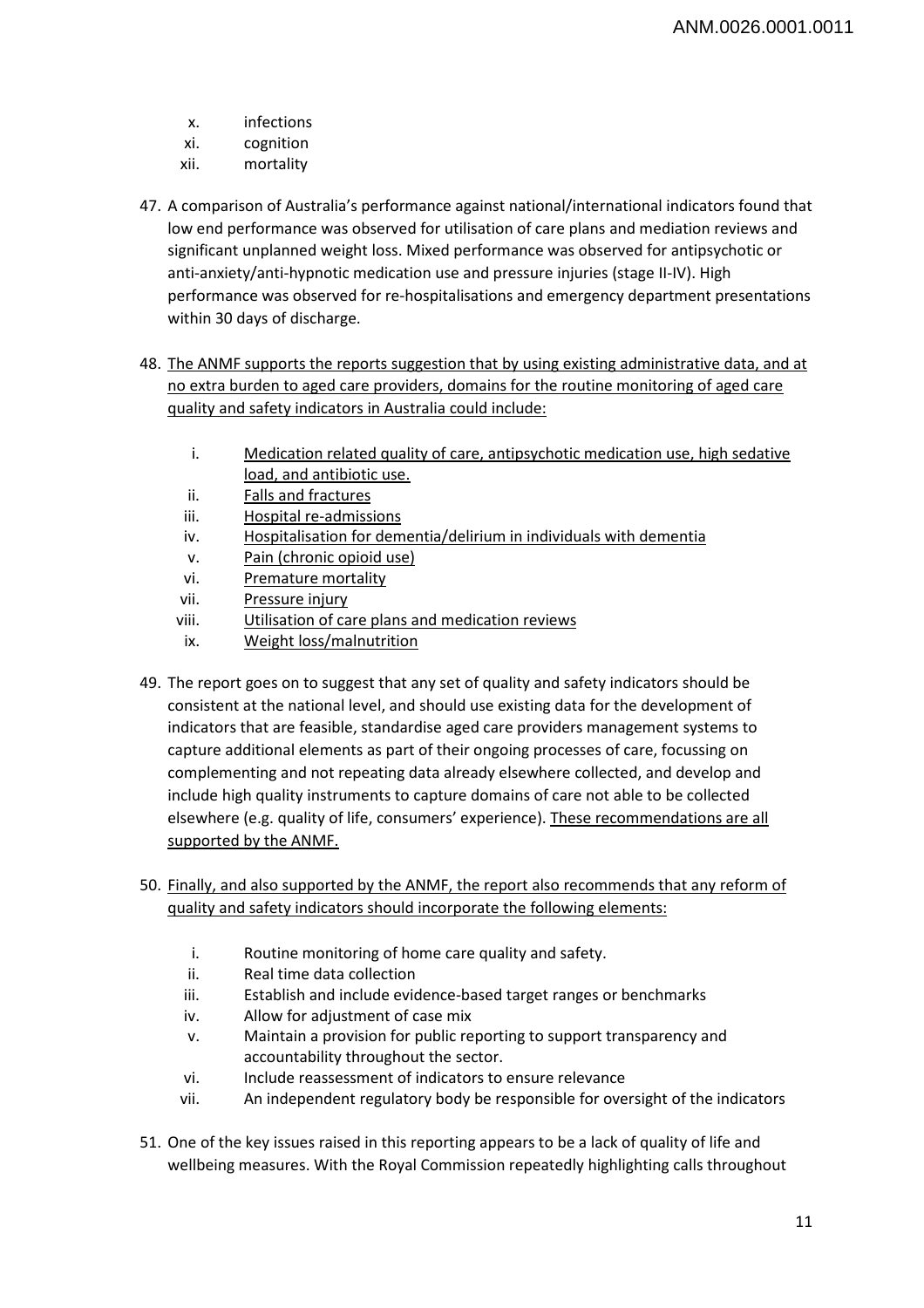x. infections
xi. cognition
xii. mortality

47. A comparison of Australia's performance against national/international indicators found that low end performance was observed for utilisation of care plans and mediation reviews and significant unplanned weight loss. Mixed performance was observed for antipsychotic or anti-anxiety/anti-hypnotic medication use and pressure injuries (stage II-IV). High performance was observed for re-hospitalisations and emergency department presentations within 30 days of discharge.

48. <u>The ANMF supports the reports suggestion that by using existing administrative data, and at no extra burden to aged care providers, domains for the routine monitoring of aged care quality and safety indicators in Australia could include:</u>

    i. <u>Medication related quality of care, antipsychotic medication use, high sedative load, and antibiotic use.</u>
    ii. <u>Falls and fractures</u>
    iii. <u>Hospital re-admissions</u>
    iv. <u>Hospitalisation for dementia/delirium in individuals with dementia</u>
    v. <u>Pain (chronic opioid use)</u>
    vi. <u>Premature mortality</u>
    vii. <u>Pressure injury</u>
    viii. <u>Utilisation of care plans and medication reviews</u>
    ix. <u>Weight loss/malnutrition</u>

49. The report goes on to suggest that any set of quality and safety indicators should be consistent at the national level, and should use existing data for the development of indicators that are feasible, standardise aged care providers management systems to capture additional elements as part of their ongoing processes of care, focussing on complementing and not repeating data already elsewhere collected, and develop and include high quality instruments to capture domains of care not able to be collected elsewhere (e.g. quality of life, consumers' experience). <u>These recommendations are all supported by the ANMF.</u>

50. <u>Finally, and also supported by the ANMF, the report also recommends that any reform of quality and safety indicators should incorporate the following elements:</u>

    i. Routine monitoring of home care quality and safety.
    ii. Real time data collection
    iii. Establish and include evidence-based target ranges or benchmarks
    iv. Allow for adjustment of case mix
    v. Maintain a provision for public reporting to support transparency and accountability throughout the sector.
    vi. Include reassessment of indicators to ensure relevance
    vii. An independent regulatory body be responsible for oversight of the indicators

51. One of the key issues raised in this reporting appears to be a lack of quality of life and wellbeing measures. With the Royal Commission repeatedly highlighting calls throughout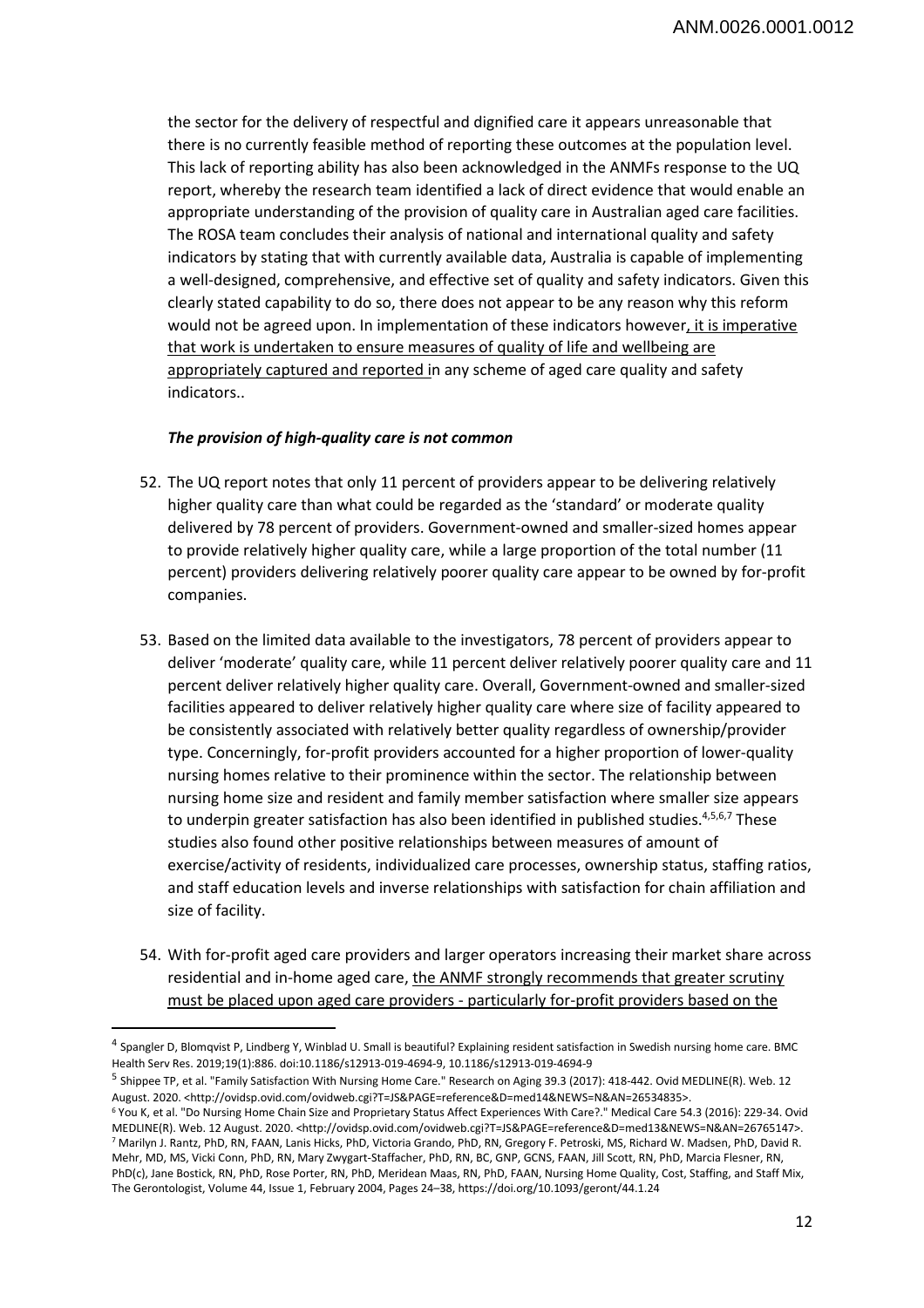the sector for the delivery of respectful and dignified care it appears unreasonable that there is no currently feasible method of reporting these outcomes at the population level. This lack of reporting ability has also been acknowledged in the ANMFs response to the UQ report, whereby the research team identified a lack of direct evidence that would enable an appropriate understanding of the provision of quality care in Australian aged care facilities. The ROSA team concludes their analysis of national and international quality and safety indicators by stating that with currently available data, Australia is capable of implementing a well-designed, comprehensive, and effective set of quality and safety indicators. Given this clearly stated capability to do so, there does not appear to be any reason why this reform would not be agreed upon. In implementation of these indicators however, <u>it is imperative that work is undertaken to ensure measures of quality of life and wellbeing are appropriately captured and reported i</u>n any scheme of aged care quality and safety indicators..

***The provision of high-quality care is not common***

52. The UQ report notes that only 11 percent of providers appear to be delivering relatively higher quality care than what could be regarded as the 'standard' or moderate quality delivered by 78 percent of providers. Government-owned and smaller-sized homes appear to provide relatively higher quality care, while a large proportion of the total number (11 percent) providers delivering relatively poorer quality care appear to be owned by for-profit companies.

53. Based on the limited data available to the investigators, 78 percent of providers appear to deliver 'moderate' quality care, while 11 percent deliver relatively poorer quality care and 11 percent deliver relatively higher quality care. Overall, Government-owned and smaller-sized facilities appeared to deliver relatively higher quality care where size of facility appeared to be consistently associated with relatively better quality regardless of ownership/provider type. Concerningly, for-profit providers accounted for a higher proportion of lower-quality nursing homes relative to their prominence within the sector. The relationship between nursing home size and resident and family member satisfaction where smaller size appears to underpin greater satisfaction has also been identified in published studies.[4,5,6,7] These studies also found other positive relationships between measures of amount of exercise/activity of residents, individualized care processes, ownership status, staffing ratios, and staff education levels and inverse relationships with satisfaction for chain affiliation and size of facility.

54. With for-profit aged care providers and larger operators increasing their market share across residential and in-home aged care, <u>the ANMF strongly recommends that greater scrutiny must be placed upon aged care providers - particularly for-profit providers based on the</u>

---

[4] Spangler D, Blomqvist P, Lindberg Y, Winblad U. Small is beautiful? Explaining resident satisfaction in Swedish nursing home care. BMC Health Serv Res. 2019;19(1):886. doi:10.1186/s12913-019-4694-9, 10.1186/s12913-019-4694-9

[5] Shippee TP, et al. "Family Satisfaction With Nursing Home Care." Research on Aging 39.3 (2017): 418-442. Ovid MEDLINE(R). Web. 12 August. 2020. <http://ovidsp.ovid.com/ovidweb.cgi?T=JS&PAGE=reference&D=med14&NEWS=N&AN=26534835>.

[6] You K, et al. "Do Nursing Home Chain Size and Proprietary Status Affect Experiences With Care?." Medical Care 54.3 (2016): 229-34. Ovid MEDLINE(R). Web. 12 August. 2020. <http://ovidsp.ovid.com/ovidweb.cgi?T=JS&PAGE=reference&D=med13&NEWS=N&AN=26765147>.

[7] Marilyn J. Rantz, PhD, RN, FAAN, Lanis Hicks, PhD, Victoria Grando, PhD, RN, Gregory F. Petroski, MS, Richard W. Madsen, PhD, David R. Mehr, MD, MS, Vicki Conn, PhD, RN, Mary Zwygart-Staffacher, PhD, RN, BC, GNP, GCNS, FAAN, Jill Scott, RN, PhD, Marcia Flesner, RN, PhD(c), Jane Bostick, RN, PhD, Rose Porter, RN, PhD, Meridean Maas, RN, PhD, FAAN, Nursing Home Quality, Cost, Staffing, and Staff Mix, The Gerontologist, Volume 44, Issue 1, February 2004, Pages 24–38, https://doi.org/10.1093/geront/44.1.24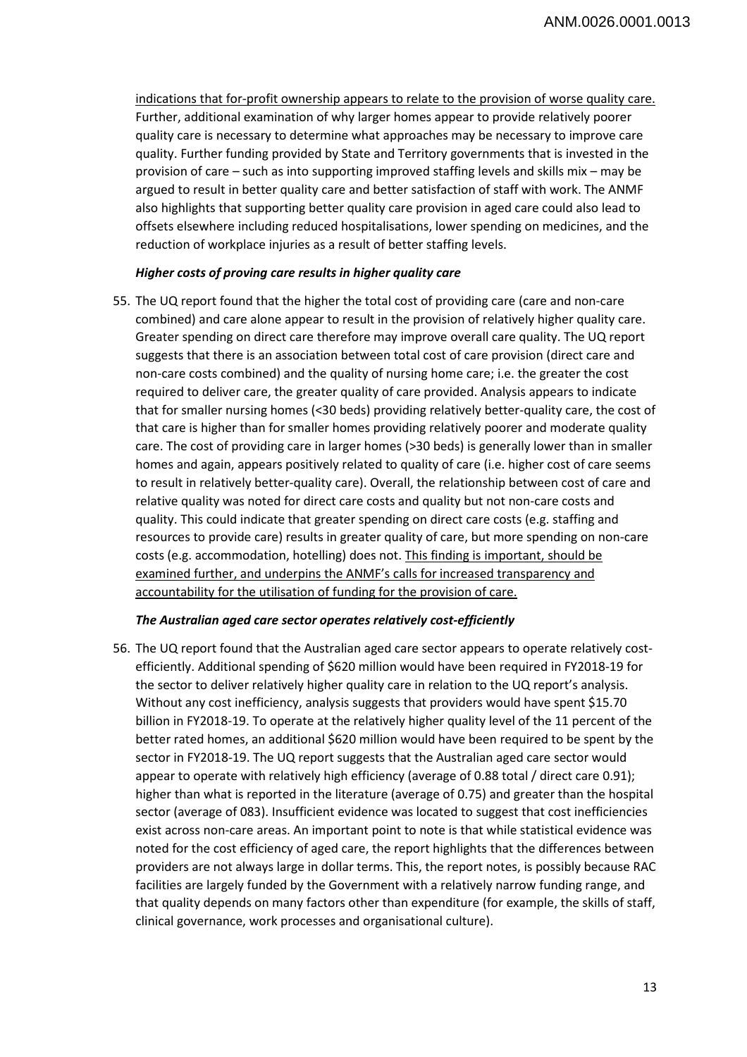indications that for-profit ownership appears to relate to the provision of worse quality care. Further, additional examination of why larger homes appear to provide relatively poorer quality care is necessary to determine what approaches may be necessary to improve care quality. Further funding provided by State and Territory governments that is invested in the provision of care – such as into supporting improved staffing levels and skills mix – may be argued to result in better quality care and better satisfaction of staff with work. The ANMF also highlights that supporting better quality care provision in aged care could also lead to offsets elsewhere including reduced hospitalisations, lower spending on medicines, and the reduction of workplace injuries as a result of better staffing levels.

***Higher costs of proving care results in higher quality care***

55. The UQ report found that the higher the total cost of providing care (care and non-care combined) and care alone appear to result in the provision of relatively higher quality care. Greater spending on direct care therefore may improve overall care quality. The UQ report suggests that there is an association between total cost of care provision (direct care and non-care costs combined) and the quality of nursing home care; i.e. the greater the cost required to deliver care, the greater quality of care provided. Analysis appears to indicate that for smaller nursing homes (<30 beds) providing relatively better-quality care, the cost of that care is higher than for smaller homes providing relatively poorer and moderate quality care. The cost of providing care in larger homes (>30 beds) is generally lower than in smaller homes and again, appears positively related to quality of care (i.e. higher cost of care seems to result in relatively better-quality care). Overall, the relationship between cost of care and relative quality was noted for direct care costs and quality but not non-care costs and quality. This could indicate that greater spending on direct care costs (e.g. staffing and resources to provide care) results in greater quality of care, but more spending on non-care costs (e.g. accommodation, hotelling) does not. This finding is important, should be examined further, and underpins the ANMF's calls for increased transparency and accountability for the utilisation of funding for the provision of care.

***The Australian aged care sector operates relatively cost-efficiently***

56. The UQ report found that the Australian aged care sector appears to operate relatively cost-efficiently. Additional spending of $620 million would have been required in FY2018-19 for the sector to deliver relatively higher quality care in relation to the UQ report's analysis. Without any cost inefficiency, analysis suggests that providers would have spent $15.70 billion in FY2018-19. To operate at the relatively higher quality level of the 11 percent of the better rated homes, an additional $620 million would have been required to be spent by the sector in FY2018-19. The UQ report suggests that the Australian aged care sector would appear to operate with relatively high efficiency (average of 0.88 total / direct care 0.91); higher than what is reported in the literature (average of 0.75) and greater than the hospital sector (average of 083). Insufficient evidence was located to suggest that cost inefficiencies exist across non-care areas. An important point to note is that while statistical evidence was noted for the cost efficiency of aged care, the report highlights that the differences between providers are not always large in dollar terms. This, the report notes, is possibly because RAC facilities are largely funded by the Government with a relatively narrow funding range, and that quality depends on many factors other than expenditure (for example, the skills of staff, clinical governance, work processes and organisational culture).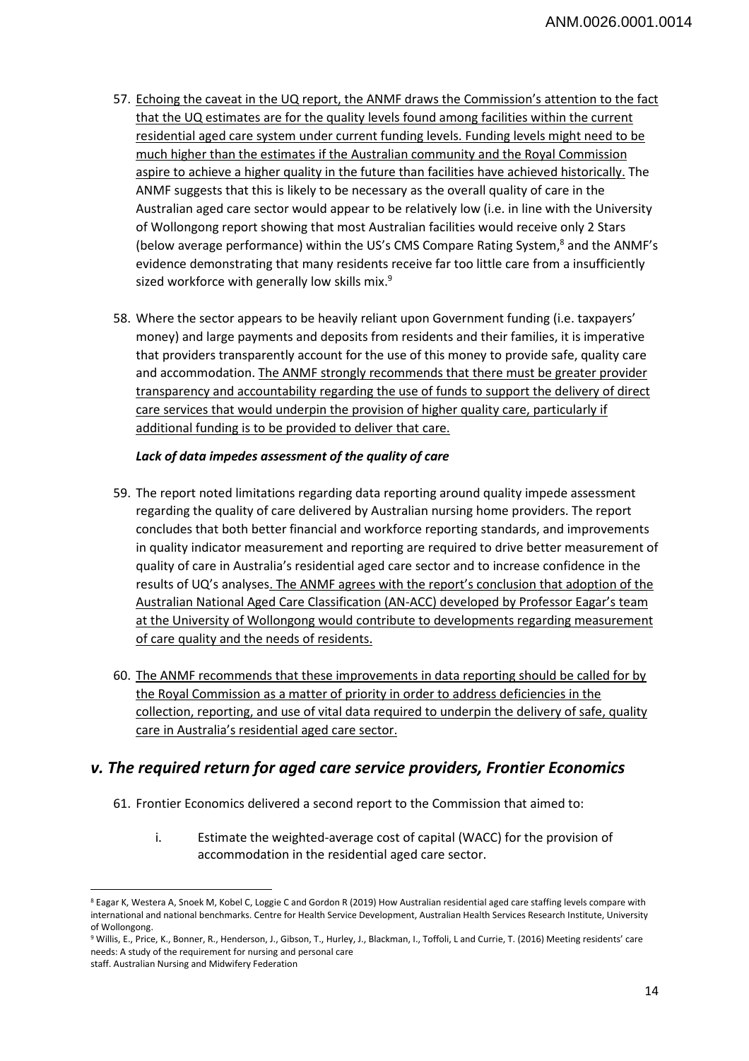57. Echoing the caveat in the UQ report, the ANMF draws the Commission's attention to the fact that the UQ estimates are for the quality levels found among facilities within the current residential aged care system under current funding levels. Funding levels might need to be much higher than the estimates if the Australian community and the Royal Commission aspire to achieve a higher quality in the future than facilities have achieved historically. The ANMF suggests that this is likely to be necessary as the overall quality of care in the Australian aged care sector would appear to be relatively low (i.e. in line with the University of Wollongong report showing that most Australian facilities would receive only 2 Stars (below average performance) within the US's CMS Compare Rating System,[8] and the ANMF's evidence demonstrating that many residents receive far too little care from a insufficiently sized workforce with generally low skills mix.[9]

58. Where the sector appears to be heavily reliant upon Government funding (i.e. taxpayers' money) and large payments and deposits from residents and their families, it is imperative that providers transparently account for the use of this money to provide safe, quality care and accommodation. The ANMF strongly recommends that there must be greater provider transparency and accountability regarding the use of funds to support the delivery of direct care services that would underpin the provision of higher quality care, particularly if additional funding is to be provided to deliver that care.

***Lack of data impedes assessment of the quality of care***

59. The report noted limitations regarding data reporting around quality impede assessment regarding the quality of care delivered by Australian nursing home providers. The report concludes that both better financial and workforce reporting standards, and improvements in quality indicator measurement and reporting are required to drive better measurement of quality of care in Australia's residential aged care sector and to increase confidence in the results of UQ's analyses. The ANMF agrees with the report's conclusion that adoption of the Australian National Aged Care Classification (AN-ACC) developed by Professor Eagar's team at the University of Wollongong would contribute to developments regarding measurement of care quality and the needs of residents.

60. The ANMF recommends that these improvements in data reporting should be called for by the Royal Commission as a matter of priority in order to address deficiencies in the collection, reporting, and use of vital data required to underpin the delivery of safe, quality care in Australia's residential aged care sector.

## *v. The required return for aged care service providers, Frontier Economics*

61. Frontier Economics delivered a second report to the Commission that aimed to:

    i. Estimate the weighted-average cost of capital (WACC) for the provision of accommodation in the residential aged care sector.

---

[8] Eagar K, Westera A, Snoek M, Kobel C, Loggie C and Gordon R (2019) How Australian residential aged care staffing levels compare with international and national benchmarks. Centre for Health Service Development, Australian Health Services Research Institute, University of Wollongong.

[9] Willis, E., Price, K., Bonner, R., Henderson, J., Gibson, T., Hurley, J., Blackman, I., Toffoli, L and Currie, T. (2016) Meeting residents' care needs: A study of the requirement for nursing and personal care staff. Australian Nursing and Midwifery Federation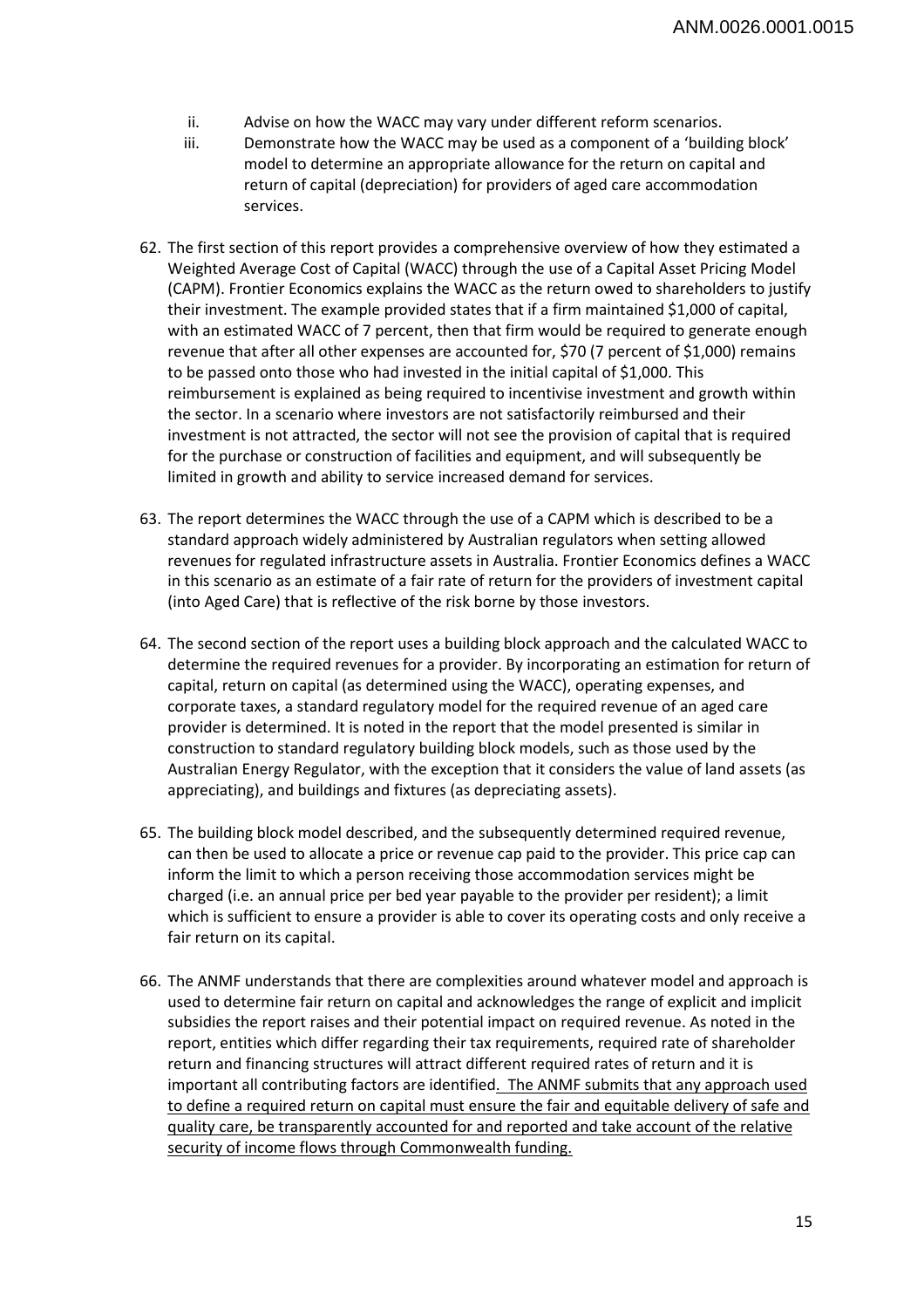ii. Advise on how the WACC may vary under different reform scenarios.

iii. Demonstrate how the WACC may be used as a component of a 'building block' model to determine an appropriate allowance for the return on capital and return of capital (depreciation) for providers of aged care accommodation services.

62. The first section of this report provides a comprehensive overview of how they estimated a Weighted Average Cost of Capital (WACC) through the use of a Capital Asset Pricing Model (CAPM). Frontier Economics explains the WACC as the return owed to shareholders to justify their investment. The example provided states that if a firm maintained $1,000 of capital, with an estimated WACC of 7 percent, then that firm would be required to generate enough revenue that after all other expenses are accounted for, $70 (7 percent of $1,000) remains to be passed onto those who had invested in the initial capital of $1,000. This reimbursement is explained as being required to incentivise investment and growth within the sector. In a scenario where investors are not satisfactorily reimbursed and their investment is not attracted, the sector will not see the provision of capital that is required for the purchase or construction of facilities and equipment, and will subsequently be limited in growth and ability to service increased demand for services.

63. The report determines the WACC through the use of a CAPM which is described to be a standard approach widely administered by Australian regulators when setting allowed revenues for regulated infrastructure assets in Australia. Frontier Economics defines a WACC in this scenario as an estimate of a fair rate of return for the providers of investment capital (into Aged Care) that is reflective of the risk borne by those investors.

64. The second section of the report uses a building block approach and the calculated WACC to determine the required revenues for a provider. By incorporating an estimation for return of capital, return on capital (as determined using the WACC), operating expenses, and corporate taxes, a standard regulatory model for the required revenue of an aged care provider is determined. It is noted in the report that the model presented is similar in construction to standard regulatory building block models, such as those used by the Australian Energy Regulator, with the exception that it considers the value of land assets (as appreciating), and buildings and fixtures (as depreciating assets).

65. The building block model described, and the subsequently determined required revenue, can then be used to allocate a price or revenue cap paid to the provider. This price cap can inform the limit to which a person receiving those accommodation services might be charged (i.e. an annual price per bed year payable to the provider per resident); a limit which is sufficient to ensure a provider is able to cover its operating costs and only receive a fair return on its capital.

66. The ANMF understands that there are complexities around whatever model and approach is used to determine fair return on capital and acknowledges the range of explicit and implicit subsidies the report raises and their potential impact on required revenue. As noted in the report, entities which differ regarding their tax requirements, required rate of shareholder return and financing structures will attract different required rates of return and it is important all contributing factors are identified. <u>The ANMF submits that any approach used to define a required return on capital must ensure the fair and equitable delivery of safe and quality care, be transparently accounted for and reported and take account of the relative security of income flows through Commonwealth funding.</u>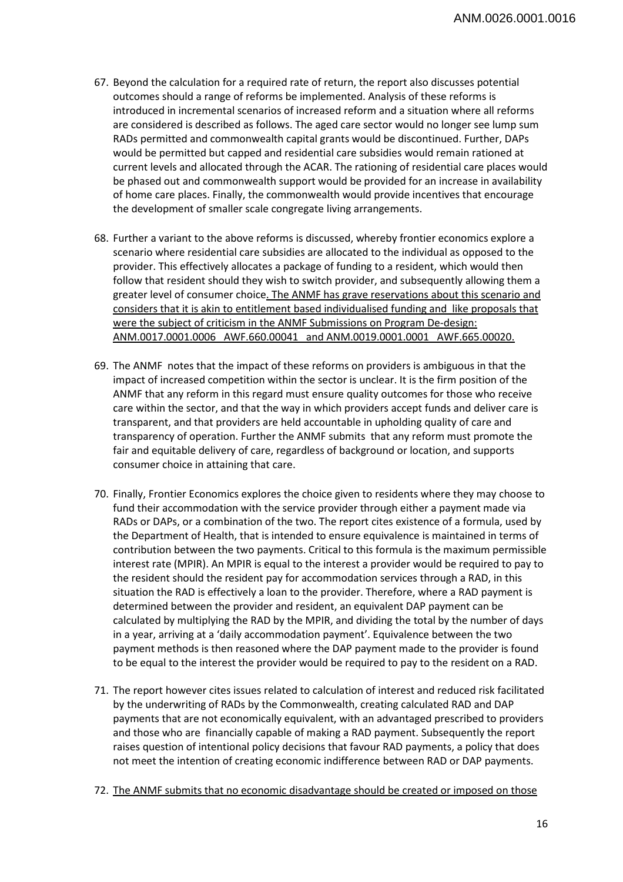67. Beyond the calculation for a required rate of return, the report also discusses potential outcomes should a range of reforms be implemented. Analysis of these reforms is introduced in incremental scenarios of increased reform and a situation where all reforms are considered is described as follows. The aged care sector would no longer see lump sum RADs permitted and commonwealth capital grants would be discontinued. Further, DAPs would be permitted but capped and residential care subsidies would remain rationed at current levels and allocated through the ACAR. The rationing of residential care places would be phased out and commonwealth support would be provided for an increase in availability of home care places. Finally, the commonwealth would provide incentives that encourage the development of smaller scale congregate living arrangements.

68. Further a variant to the above reforms is discussed, whereby frontier economics explore a scenario where residential care subsidies are allocated to the individual as opposed to the provider. This effectively allocates a package of funding to a resident, which would then follow that resident should they wish to switch provider, and subsequently allowing them a greater level of consumer choice. The ANMF has grave reservations about this scenario and considers that it is akin to entitlement based individualised funding and like proposals that were the subject of criticism in the ANMF Submissions on Program De-design: ANM.0017.0001.0006 AWF.660.00041 and ANM.0019.0001.0001 AWF.665.00020.

69. The ANMF notes that the impact of these reforms on providers is ambiguous in that the impact of increased competition within the sector is unclear. It is the firm position of the ANMF that any reform in this regard must ensure quality outcomes for those who receive care within the sector, and that the way in which providers accept funds and deliver care is transparent, and that providers are held accountable in upholding quality of care and transparency of operation. Further the ANMF submits that any reform must promote the fair and equitable delivery of care, regardless of background or location, and supports consumer choice in attaining that care.

70. Finally, Frontier Economics explores the choice given to residents where they may choose to fund their accommodation with the service provider through either a payment made via RADs or DAPs, or a combination of the two. The report cites existence of a formula, used by the Department of Health, that is intended to ensure equivalence is maintained in terms of contribution between the two payments. Critical to this formula is the maximum permissible interest rate (MPIR). An MPIR is equal to the interest a provider would be required to pay to the resident should the resident pay for accommodation services through a RAD, in this situation the RAD is effectively a loan to the provider. Therefore, where a RAD payment is determined between the provider and resident, an equivalent DAP payment can be calculated by multiplying the RAD by the MPIR, and dividing the total by the number of days in a year, arriving at a 'daily accommodation payment'. Equivalence between the two payment methods is then reasoned where the DAP payment made to the provider is found to be equal to the interest the provider would be required to pay to the resident on a RAD.

71. The report however cites issues related to calculation of interest and reduced risk facilitated by the underwriting of RADs by the Commonwealth, creating calculated RAD and DAP payments that are not economically equivalent, with an advantaged prescribed to providers and those who are financially capable of making a RAD payment. Subsequently the report raises question of intentional policy decisions that favour RAD payments, a policy that does not meet the intention of creating economic indifference between RAD or DAP payments.

72. The ANMF submits that no economic disadvantage should be created or imposed on those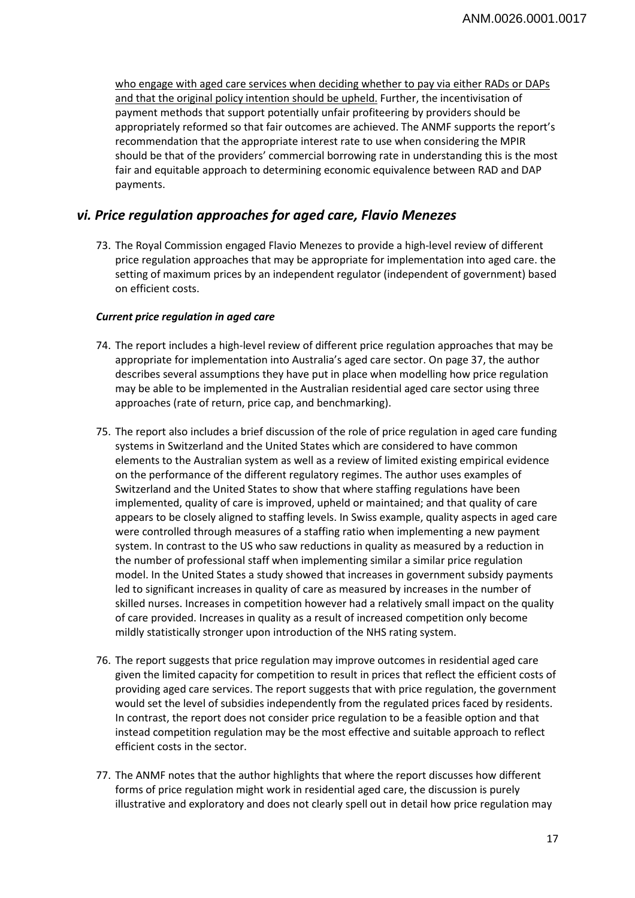who engage with aged care services when deciding whether to pay via either RADs or DAPs and that the original policy intention should be upheld. Further, the incentivisation of payment methods that support potentially unfair profiteering by providers should be appropriately reformed so that fair outcomes are achieved. The ANMF supports the report's recommendation that the appropriate interest rate to use when considering the MPIR should be that of the providers' commercial borrowing rate in understanding this is the most fair and equitable approach to determining economic equivalence between RAD and DAP payments.

## *vi. Price regulation approaches for aged care, Flavio Menezes*

73. The Royal Commission engaged Flavio Menezes to provide a high-level review of different price regulation approaches that may be appropriate for implementation into aged care. the setting of maximum prices by an independent regulator (independent of government) based on efficient costs.

***Current price regulation in aged care***

74. The report includes a high-level review of different price regulation approaches that may be appropriate for implementation into Australia's aged care sector. On page 37, the author describes several assumptions they have put in place when modelling how price regulation may be able to be implemented in the Australian residential aged care sector using three approaches (rate of return, price cap, and benchmarking).

75. The report also includes a brief discussion of the role of price regulation in aged care funding systems in Switzerland and the United States which are considered to have common elements to the Australian system as well as a review of limited existing empirical evidence on the performance of the different regulatory regimes. The author uses examples of Switzerland and the United States to show that where staffing regulations have been implemented, quality of care is improved, upheld or maintained; and that quality of care appears to be closely aligned to staffing levels. In Swiss example, quality aspects in aged care were controlled through measures of a staffing ratio when implementing a new payment system. In contrast to the US who saw reductions in quality as measured by a reduction in the number of professional staff when implementing similar a similar price regulation model. In the United States a study showed that increases in government subsidy payments led to significant increases in quality of care as measured by increases in the number of skilled nurses. Increases in competition however had a relatively small impact on the quality of care provided. Increases in quality as a result of increased competition only become mildly statistically stronger upon introduction of the NHS rating system.

76. The report suggests that price regulation may improve outcomes in residential aged care given the limited capacity for competition to result in prices that reflect the efficient costs of providing aged care services. The report suggests that with price regulation, the government would set the level of subsidies independently from the regulated prices faced by residents. In contrast, the report does not consider price regulation to be a feasible option and that instead competition regulation may be the most effective and suitable approach to reflect efficient costs in the sector.

77. The ANMF notes that the author highlights that where the report discusses how different forms of price regulation might work in residential aged care, the discussion is purely illustrative and exploratory and does not clearly spell out in detail how price regulation may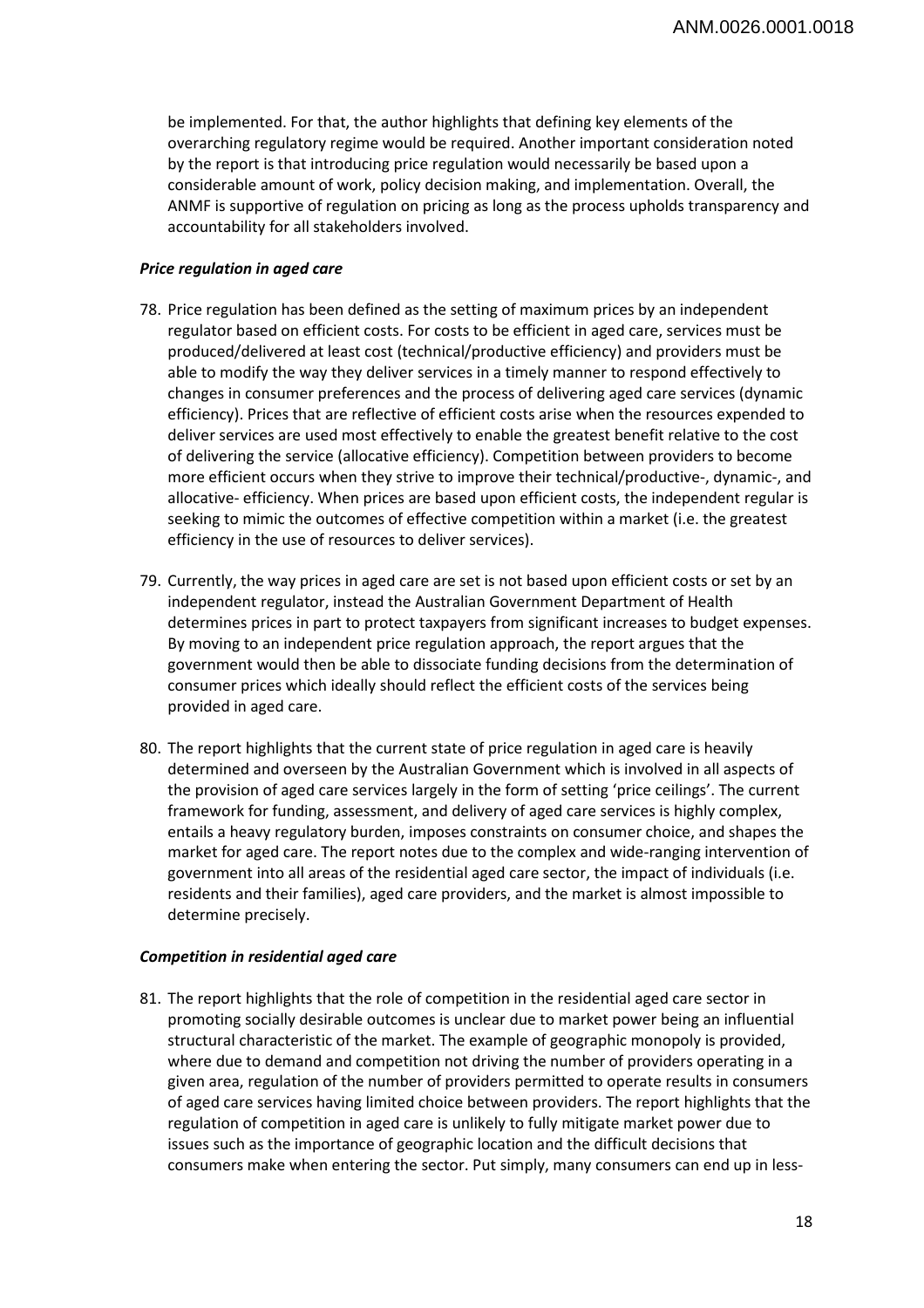be implemented. For that, the author highlights that defining key elements of the overarching regulatory regime would be required. Another important consideration noted by the report is that introducing price regulation would necessarily be based upon a considerable amount of work, policy decision making, and implementation. Overall, the ANMF is supportive of regulation on pricing as long as the process upholds transparency and accountability for all stakeholders involved.

***Price regulation in aged care***

78. Price regulation has been defined as the setting of maximum prices by an independent regulator based on efficient costs. For costs to be efficient in aged care, services must be produced/delivered at least cost (technical/productive efficiency) and providers must be able to modify the way they deliver services in a timely manner to respond effectively to changes in consumer preferences and the process of delivering aged care services (dynamic efficiency). Prices that are reflective of efficient costs arise when the resources expended to deliver services are used most effectively to enable the greatest benefit relative to the cost of delivering the service (allocative efficiency). Competition between providers to become more efficient occurs when they strive to improve their technical/productive-, dynamic-, and allocative- efficiency. When prices are based upon efficient costs, the independent regular is seeking to mimic the outcomes of effective competition within a market (i.e. the greatest efficiency in the use of resources to deliver services).

79. Currently, the way prices in aged care are set is not based upon efficient costs or set by an independent regulator, instead the Australian Government Department of Health determines prices in part to protect taxpayers from significant increases to budget expenses. By moving to an independent price regulation approach, the report argues that the government would then be able to dissociate funding decisions from the determination of consumer prices which ideally should reflect the efficient costs of the services being provided in aged care.

80. The report highlights that the current state of price regulation in aged care is heavily determined and overseen by the Australian Government which is involved in all aspects of the provision of aged care services largely in the form of setting 'price ceilings'. The current framework for funding, assessment, and delivery of aged care services is highly complex, entails a heavy regulatory burden, imposes constraints on consumer choice, and shapes the market for aged care. The report notes due to the complex and wide-ranging intervention of government into all areas of the residential aged care sector, the impact of individuals (i.e. residents and their families), aged care providers, and the market is almost impossible to determine precisely.

***Competition in residential aged care***

81. The report highlights that the role of competition in the residential aged care sector in promoting socially desirable outcomes is unclear due to market power being an influential structural characteristic of the market. The example of geographic monopoly is provided, where due to demand and competition not driving the number of providers operating in a given area, regulation of the number of providers permitted to operate results in consumers of aged care services having limited choice between providers. The report highlights that the regulation of competition in aged care is unlikely to fully mitigate market power due to issues such as the importance of geographic location and the difficult decisions that consumers make when entering the sector. Put simply, many consumers can end up in less-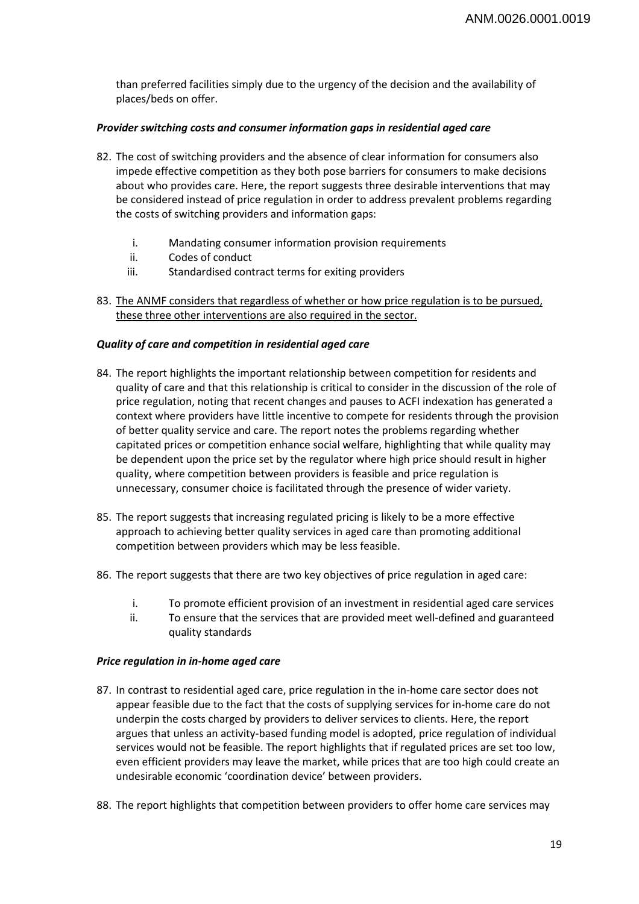than preferred facilities simply due to the urgency of the decision and the availability of places/beds on offer.

***Provider switching costs and consumer information gaps in residential aged care***

82. The cost of switching providers and the absence of clear information for consumers also impede effective competition as they both pose barriers for consumers to make decisions about who provides care. Here, the report suggests three desirable interventions that may be considered instead of price regulation in order to address prevalent problems regarding the costs of switching providers and information gaps:

    i. Mandating consumer information provision requirements
    ii. Codes of conduct
    iii. Standardised contract terms for exiting providers

83. <u>The ANMF considers that regardless of whether or how price regulation is to be pursued, these three other interventions are also required in the sector.</u>

***Quality of care and competition in residential aged care***

84. The report highlights the important relationship between competition for residents and quality of care and that this relationship is critical to consider in the discussion of the role of price regulation, noting that recent changes and pauses to ACFI indexation has generated a context where providers have little incentive to compete for residents through the provision of better quality service and care. The report notes the problems regarding whether capitated prices or competition enhance social welfare, highlighting that while quality may be dependent upon the price set by the regulator where high price should result in higher quality, where competition between providers is feasible and price regulation is unnecessary, consumer choice is facilitated through the presence of wider variety.

85. The report suggests that increasing regulated pricing is likely to be a more effective approach to achieving better quality services in aged care than promoting additional competition between providers which may be less feasible.

86. The report suggests that there are two key objectives of price regulation in aged care:

    i. To promote efficient provision of an investment in residential aged care services
    ii. To ensure that the services that are provided meet well-defined and guaranteed quality standards

***Price regulation in in-home aged care***

87. In contrast to residential aged care, price regulation in the in-home care sector does not appear feasible due to the fact that the costs of supplying services for in-home care do not underpin the costs charged by providers to deliver services to clients. Here, the report argues that unless an activity-based funding model is adopted, price regulation of individual services would not be feasible. The report highlights that if regulated prices are set too low, even efficient providers may leave the market, while prices that are too high could create an undesirable economic 'coordination device' between providers.

88. The report highlights that competition between providers to offer home care services may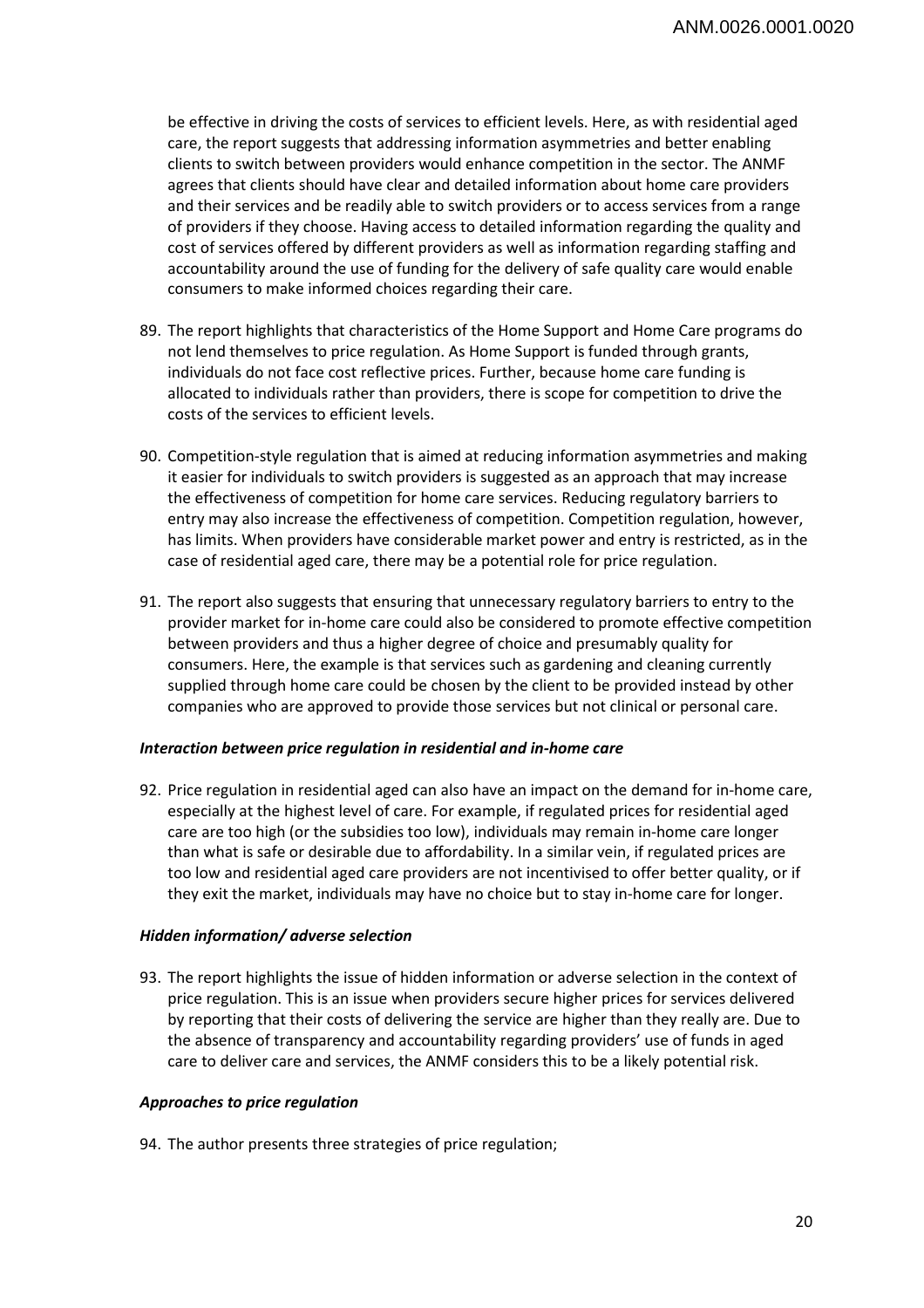be effective in driving the costs of services to efficient levels. Here, as with residential aged care, the report suggests that addressing information asymmetries and better enabling clients to switch between providers would enhance competition in the sector. The ANMF agrees that clients should have clear and detailed information about home care providers and their services and be readily able to switch providers or to access services from a range of providers if they choose. Having access to detailed information regarding the quality and cost of services offered by different providers as well as information regarding staffing and accountability around the use of funding for the delivery of safe quality care would enable consumers to make informed choices regarding their care.

89. The report highlights that characteristics of the Home Support and Home Care programs do not lend themselves to price regulation. As Home Support is funded through grants, individuals do not face cost reflective prices. Further, because home care funding is allocated to individuals rather than providers, there is scope for competition to drive the costs of the services to efficient levels.

90. Competition-style regulation that is aimed at reducing information asymmetries and making it easier for individuals to switch providers is suggested as an approach that may increase the effectiveness of competition for home care services. Reducing regulatory barriers to entry may also increase the effectiveness of competition. Competition regulation, however, has limits. When providers have considerable market power and entry is restricted, as in the case of residential aged care, there may be a potential role for price regulation.

91. The report also suggests that ensuring that unnecessary regulatory barriers to entry to the provider market for in-home care could also be considered to promote effective competition between providers and thus a higher degree of choice and presumably quality for consumers. Here, the example is that services such as gardening and cleaning currently supplied through home care could be chosen by the client to be provided instead by other companies who are approved to provide those services but not clinical or personal care.

***Interaction between price regulation in residential and in-home care***

92. Price regulation in residential aged can also have an impact on the demand for in-home care, especially at the highest level of care. For example, if regulated prices for residential aged care are too high (or the subsidies too low), individuals may remain in-home care longer than what is safe or desirable due to affordability. In a similar vein, if regulated prices are too low and residential aged care providers are not incentivised to offer better quality, or if they exit the market, individuals may have no choice but to stay in-home care for longer.

***Hidden information/ adverse selection***

93. The report highlights the issue of hidden information or adverse selection in the context of price regulation. This is an issue when providers secure higher prices for services delivered by reporting that their costs of delivering the service are higher than they really are. Due to the absence of transparency and accountability regarding providers' use of funds in aged care to deliver care and services, the ANMF considers this to be a likely potential risk.

***Approaches to price regulation***

94. The author presents three strategies of price regulation;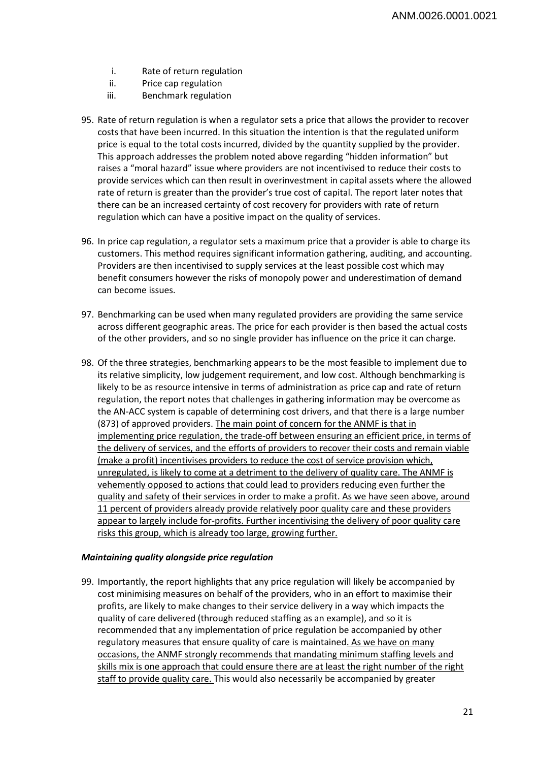i. Rate of return regulation
ii. Price cap regulation
iii. Benchmark regulation

95. Rate of return regulation is when a regulator sets a price that allows the provider to recover costs that have been incurred. In this situation the intention is that the regulated uniform price is equal to the total costs incurred, divided by the quantity supplied by the provider. This approach addresses the problem noted above regarding "hidden information" but raises a "moral hazard" issue where providers are not incentivised to reduce their costs to provide services which can then result in overinvestment in capital assets where the allowed rate of return is greater than the provider's true cost of capital. The report later notes that there can be an increased certainty of cost recovery for providers with rate of return regulation which can have a positive impact on the quality of services.

96. In price cap regulation, a regulator sets a maximum price that a provider is able to charge its customers. This method requires significant information gathering, auditing, and accounting. Providers are then incentivised to supply services at the least possible cost which may benefit consumers however the risks of monopoly power and underestimation of demand can become issues.

97. Benchmarking can be used when many regulated providers are providing the same service across different geographic areas. The price for each provider is then based the actual costs of the other providers, and so no single provider has influence on the price it can charge.

98. Of the three strategies, benchmarking appears to be the most feasible to implement due to its relative simplicity, low judgement requirement, and low cost. Although benchmarking is likely to be as resource intensive in terms of administration as price cap and rate of return regulation, the report notes that challenges in gathering information may be overcome as the AN-ACC system is capable of determining cost drivers, and that there is a large number (873) of approved providers. The main point of concern for the ANMF is that in implementing price regulation, the trade-off between ensuring an efficient price, in terms of the delivery of services, and the efforts of providers to recover their costs and remain viable (make a profit) incentivises providers to reduce the cost of service provision which, unregulated, is likely to come at a detriment to the delivery of quality care. The ANMF is vehemently opposed to actions that could lead to providers reducing even further the quality and safety of their services in order to make a profit. As we have seen above, around 11 percent of providers already provide relatively poor quality care and these providers appear to largely include for-profits. Further incentivising the delivery of poor quality care risks this group, which is already too large, growing further.

### *Maintaining quality alongside price regulation*

99. Importantly, the report highlights that any price regulation will likely be accompanied by cost minimising measures on behalf of the providers, who in an effort to maximise their profits, are likely to make changes to their service delivery in a way which impacts the quality of care delivered (through reduced staffing as an example), and so it is recommended that any implementation of price regulation be accompanied by other regulatory measures that ensure quality of care is maintained. As we have on many occasions, the ANMF strongly recommends that mandating minimum staffing levels and skills mix is one approach that could ensure there are at least the right number of the right staff to provide quality care. This would also necessarily be accompanied by greater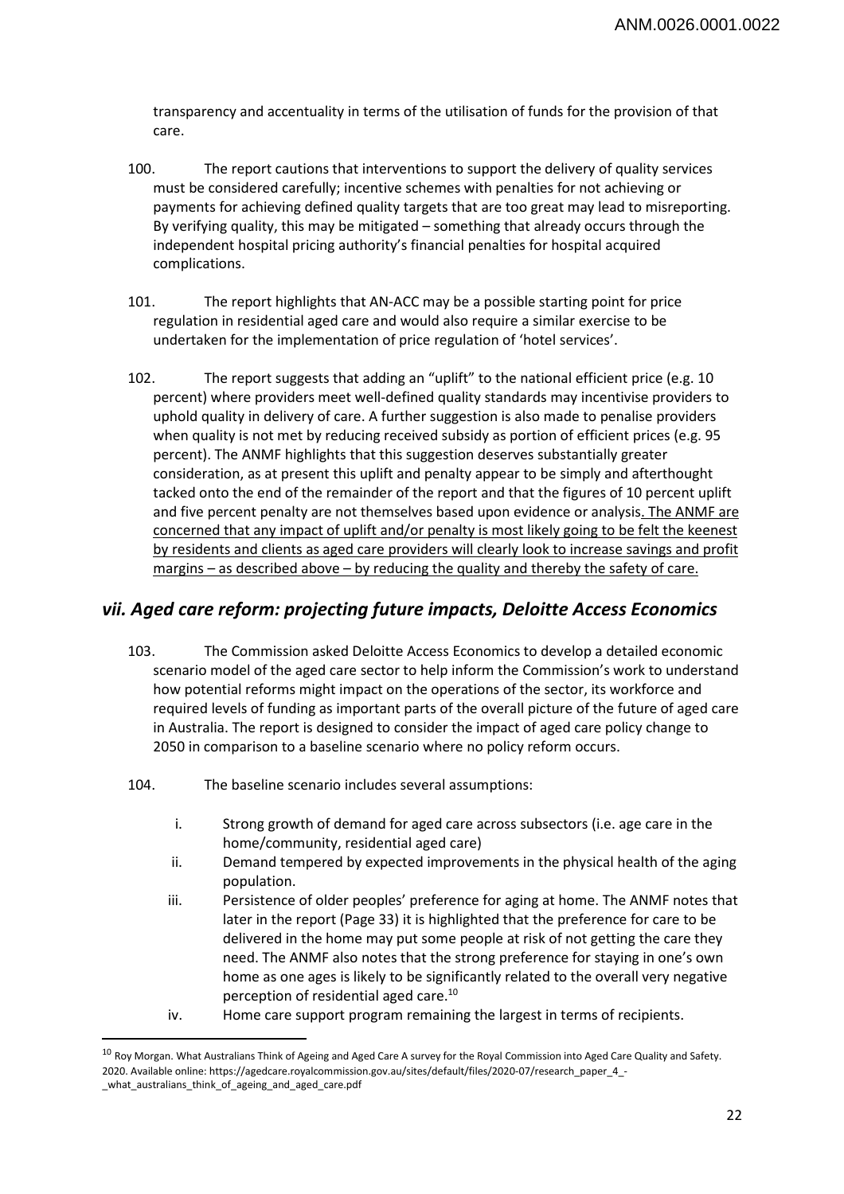transparency and accentuality in terms of the utilisation of funds for the provision of that care.

100. The report cautions that interventions to support the delivery of quality services must be considered carefully; incentive schemes with penalties for not achieving or payments for achieving defined quality targets that are too great may lead to misreporting. By verifying quality, this may be mitigated – something that already occurs through the independent hospital pricing authority's financial penalties for hospital acquired complications.

101. The report highlights that AN-ACC may be a possible starting point for price regulation in residential aged care and would also require a similar exercise to be undertaken for the implementation of price regulation of 'hotel services'.

102. The report suggests that adding an "uplift" to the national efficient price (e.g. 10 percent) where providers meet well-defined quality standards may incentivise providers to uphold quality in delivery of care. A further suggestion is also made to penalise providers when quality is not met by reducing received subsidy as portion of efficient prices (e.g. 95 percent). The ANMF highlights that this suggestion deserves substantially greater consideration, as at present this uplift and penalty appear to be simply and afterthought tacked onto the end of the remainder of the report and that the figures of 10 percent uplift and five percent penalty are not themselves based upon evidence or analysis. <u>The ANMF are concerned that any impact of uplift and/or penalty is most likely going to be felt the keenest by residents and clients as aged care providers will clearly look to increase savings and profit margins – as described above – by reducing the quality and thereby the safety of care.</u>

## *vii. Aged care reform: projecting future impacts, Deloitte Access Economics*

103. The Commission asked Deloitte Access Economics to develop a detailed economic scenario model of the aged care sector to help inform the Commission's work to understand how potential reforms might impact on the operations of the sector, its workforce and required levels of funding as important parts of the overall picture of the future of aged care in Australia. The report is designed to consider the impact of aged care policy change to 2050 in comparison to a baseline scenario where no policy reform occurs.

104. The baseline scenario includes several assumptions:

i. Strong growth of demand for aged care across subsectors (i.e. age care in the home/community, residential aged care)

ii. Demand tempered by expected improvements in the physical health of the aging population.

iii. Persistence of older peoples' preference for aging at home. The ANMF notes that later in the report (Page 33) it is highlighted that the preference for care to be delivered in the home may put some people at risk of not getting the care they need. The ANMF also notes that the strong preference for staying in one's own home as one ages is likely to be significantly related to the overall very negative perception of residential aged care.[10]

iv. Home care support program remaining the largest in terms of recipients.

[10] Roy Morgan. What Australians Think of Ageing and Aged Care A survey for the Royal Commission into Aged Care Quality and Safety. 2020. Available online: https://agedcare.royalcommission.gov.au/sites/default/files/2020-07/research_paper_4_-_what_australians_think_of_ageing_and_aged_care.pdf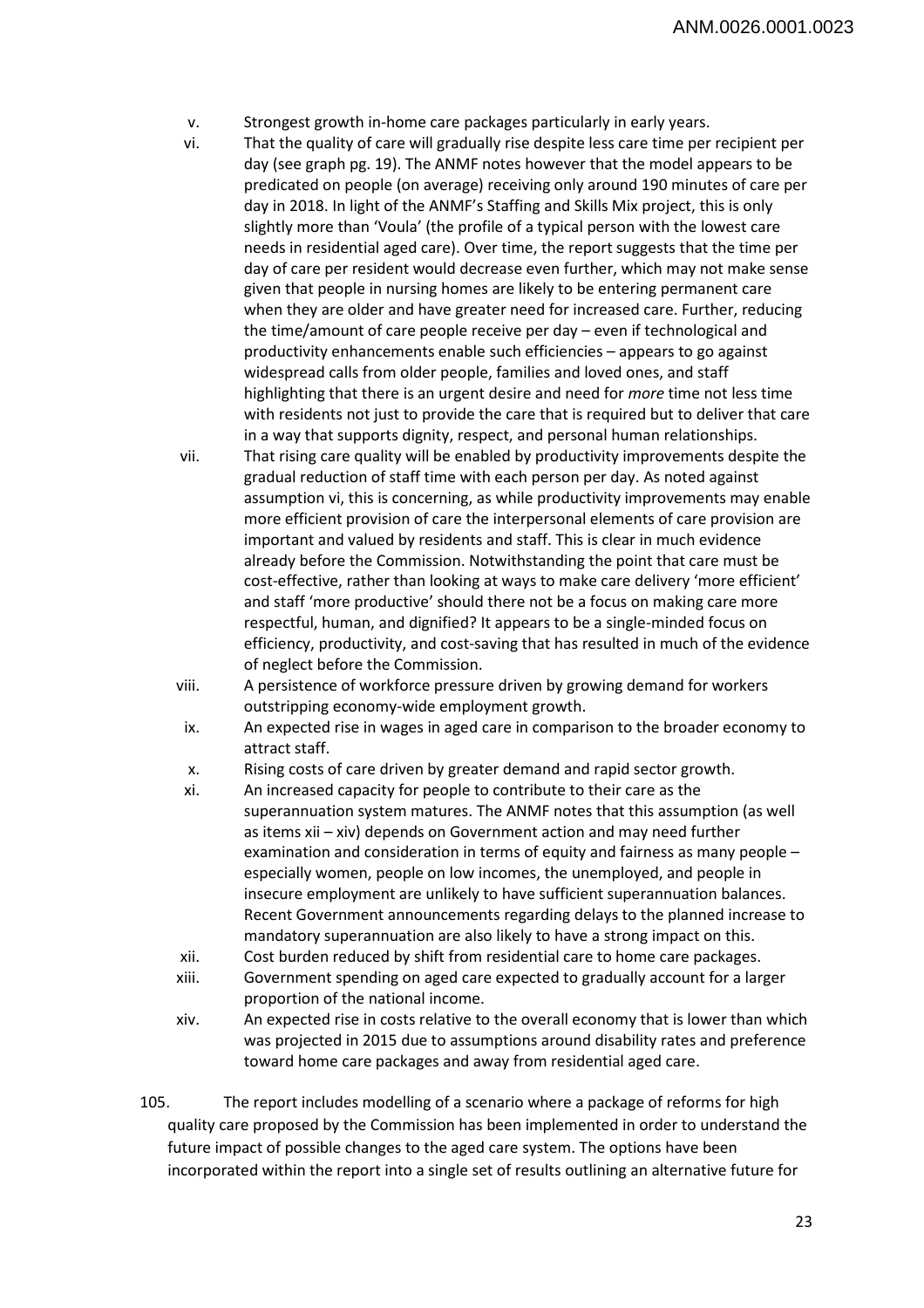v. Strongest growth in-home care packages particularly in early years.

vi. That the quality of care will gradually rise despite less care time per recipient per day (see graph pg. 19). The ANMF notes however that the model appears to be predicated on people (on average) receiving only around 190 minutes of care per day in 2018. In light of the ANMF's Staffing and Skills Mix project, this is only slightly more than 'Voula' (the profile of a typical person with the lowest care needs in residential aged care). Over time, the report suggests that the time per day of care per resident would decrease even further, which may not make sense given that people in nursing homes are likely to be entering permanent care when they are older and have greater need for increased care. Further, reducing the time/amount of care people receive per day – even if technological and productivity enhancements enable such efficiencies – appears to go against widespread calls from older people, families and loved ones, and staff highlighting that there is an urgent desire and need for *more* time not less time with residents not just to provide the care that is required but to deliver that care in a way that supports dignity, respect, and personal human relationships.

vii. That rising care quality will be enabled by productivity improvements despite the gradual reduction of staff time with each person per day. As noted against assumption vi, this is concerning, as while productivity improvements may enable more efficient provision of care the interpersonal elements of care provision are important and valued by residents and staff. This is clear in much evidence already before the Commission. Notwithstanding the point that care must be cost-effective, rather than looking at ways to make care delivery 'more efficient' and staff 'more productive' should there not be a focus on making care more respectful, human, and dignified? It appears to be a single-minded focus on efficiency, productivity, and cost-saving that has resulted in much of the evidence of neglect before the Commission.

viii. A persistence of workforce pressure driven by growing demand for workers outstripping economy-wide employment growth.

ix. An expected rise in wages in aged care in comparison to the broader economy to attract staff.

x. Rising costs of care driven by greater demand and rapid sector growth.

xi. An increased capacity for people to contribute to their care as the superannuation system matures. The ANMF notes that this assumption (as well as items xii – xiv) depends on Government action and may need further examination and consideration in terms of equity and fairness as many people – especially women, people on low incomes, the unemployed, and people in insecure employment are unlikely to have sufficient superannuation balances. Recent Government announcements regarding delays to the planned increase to mandatory superannuation are also likely to have a strong impact on this.

xii. Cost burden reduced by shift from residential care to home care packages.

xiii. Government spending on aged care expected to gradually account for a larger proportion of the national income.

xiv. An expected rise in costs relative to the overall economy that is lower than which was projected in 2015 due to assumptions around disability rates and preference toward home care packages and away from residential aged care.

105. The report includes modelling of a scenario where a package of reforms for high quality care proposed by the Commission has been implemented in order to understand the future impact of possible changes to the aged care system. The options have been incorporated within the report into a single set of results outlining an alternative future for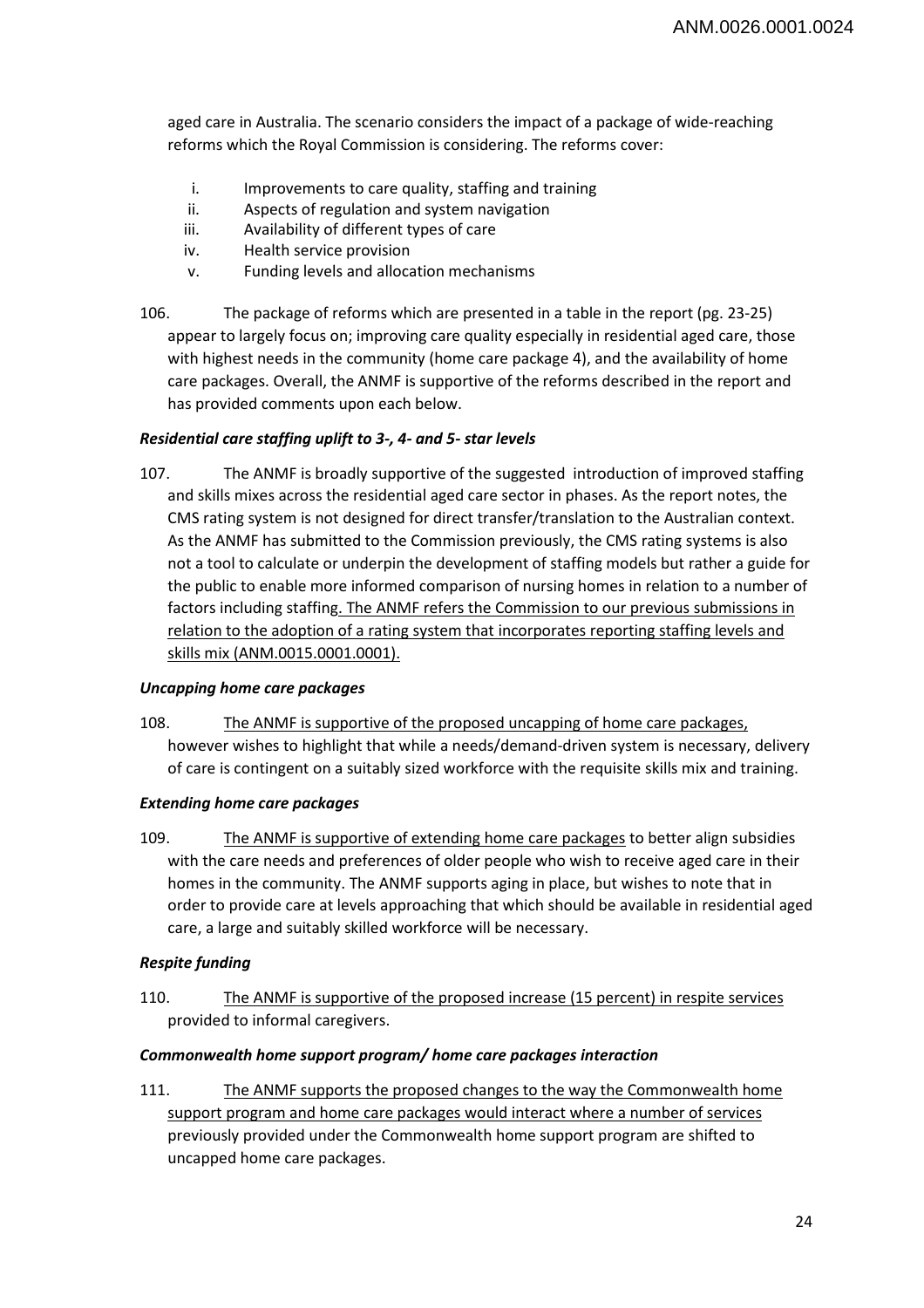aged care in Australia. The scenario considers the impact of a package of wide-reaching reforms which the Royal Commission is considering. The reforms cover:

i. Improvements to care quality, staffing and training
ii. Aspects of regulation and system navigation
iii. Availability of different types of care
iv. Health service provision
v. Funding levels and allocation mechanisms

106. The package of reforms which are presented in a table in the report (pg. 23-25) appear to largely focus on; improving care quality especially in residential aged care, those with highest needs in the community (home care package 4), and the availability of home care packages. Overall, the ANMF is supportive of the reforms described in the report and has provided comments upon each below.

***Residential care staffing uplift to 3-, 4- and 5- star levels***

107. The ANMF is broadly supportive of the suggested introduction of improved staffing and skills mixes across the residential aged care sector in phases. As the report notes, the CMS rating system is not designed for direct transfer/translation to the Australian context. As the ANMF has submitted to the Commission previously, the CMS rating systems is also not a tool to calculate or underpin the development of staffing models but rather a guide for the public to enable more informed comparison of nursing homes in relation to a number of factors including staffing. The ANMF refers the Commission to our previous submissions in relation to the adoption of a rating system that incorporates reporting staffing levels and skills mix (ANM.0015.0001.0001).

***Uncapping home care packages***

108. The ANMF is supportive of the proposed uncapping of home care packages, however wishes to highlight that while a needs/demand-driven system is necessary, delivery of care is contingent on a suitably sized workforce with the requisite skills mix and training.

***Extending home care packages***

109. The ANMF is supportive of extending home care packages to better align subsidies with the care needs and preferences of older people who wish to receive aged care in their homes in the community. The ANMF supports aging in place, but wishes to note that in order to provide care at levels approaching that which should be available in residential aged care, a large and suitably skilled workforce will be necessary.

***Respite funding***

110. The ANMF is supportive of the proposed increase (15 percent) in respite services provided to informal caregivers.

***Commonwealth home support program/ home care packages interaction***

111. The ANMF supports the proposed changes to the way the Commonwealth home support program and home care packages would interact where a number of services previously provided under the Commonwealth home support program are shifted to uncapped home care packages.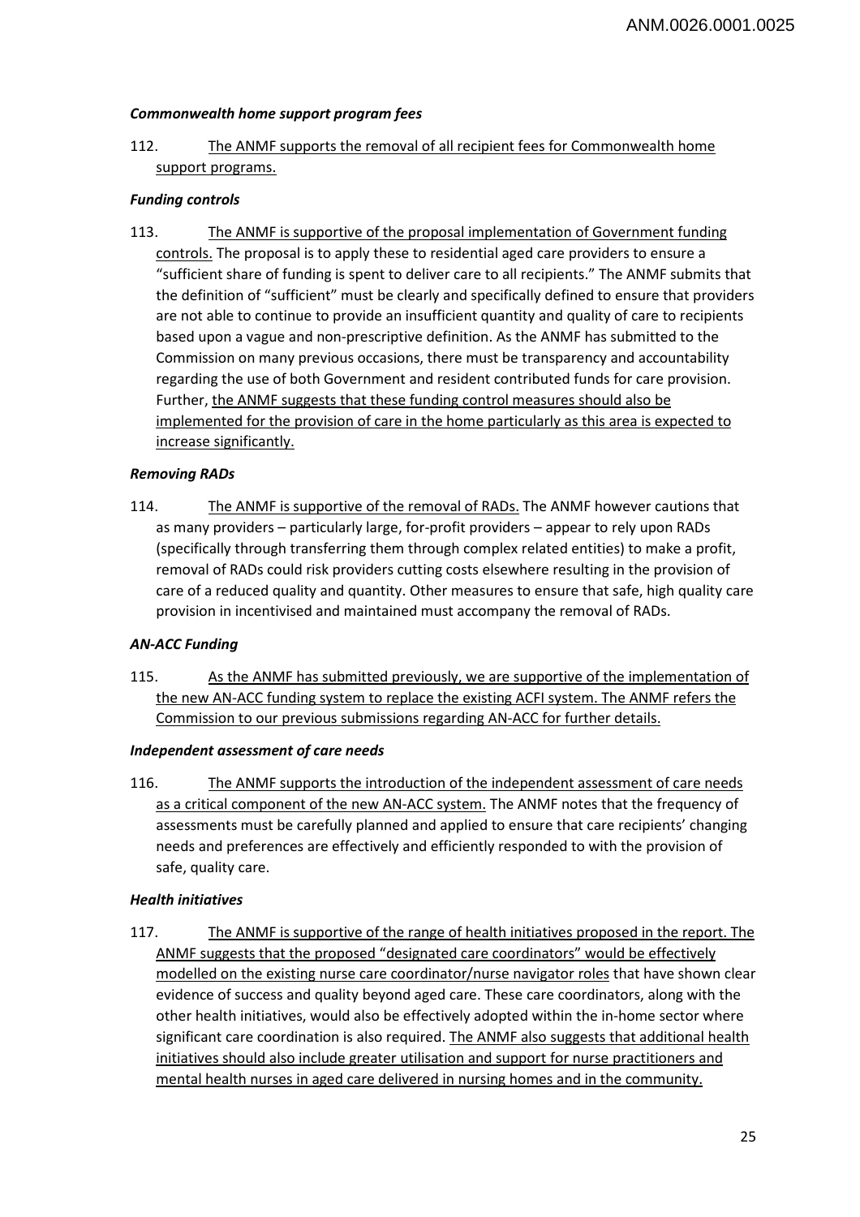### *Commonwealth home support program fees*

112. The ANMF supports the removal of all recipient fees for Commonwealth home support programs.

### *Funding controls*

113. The ANMF is supportive of the proposal implementation of Government funding controls. The proposal is to apply these to residential aged care providers to ensure a "sufficient share of funding is spent to deliver care to all recipients." The ANMF submits that the definition of "sufficient" must be clearly and specifically defined to ensure that providers are not able to continue to provide an insufficient quantity and quality of care to recipients based upon a vague and non-prescriptive definition. As the ANMF has submitted to the Commission on many previous occasions, there must be transparency and accountability regarding the use of both Government and resident contributed funds for care provision. Further, the ANMF suggests that these funding control measures should also be implemented for the provision of care in the home particularly as this area is expected to increase significantly.

### *Removing RADs*

114. The ANMF is supportive of the removal of RADs. The ANMF however cautions that as many providers – particularly large, for-profit providers – appear to rely upon RADs (specifically through transferring them through complex related entities) to make a profit, removal of RADs could risk providers cutting costs elsewhere resulting in the provision of care of a reduced quality and quantity. Other measures to ensure that safe, high quality care provision in incentivised and maintained must accompany the removal of RADs.

### *AN-ACC Funding*

115. As the ANMF has submitted previously, we are supportive of the implementation of the new AN-ACC funding system to replace the existing ACFI system. The ANMF refers the Commission to our previous submissions regarding AN-ACC for further details.

### *Independent assessment of care needs*

116. The ANMF supports the introduction of the independent assessment of care needs as a critical component of the new AN-ACC system. The ANMF notes that the frequency of assessments must be carefully planned and applied to ensure that care recipients' changing needs and preferences are effectively and efficiently responded to with the provision of safe, quality care.

### *Health initiatives*

117. The ANMF is supportive of the range of health initiatives proposed in the report. The ANMF suggests that the proposed "designated care coordinators" would be effectively modelled on the existing nurse care coordinator/nurse navigator roles that have shown clear evidence of success and quality beyond aged care. These care coordinators, along with the other health initiatives, would also be effectively adopted within the in-home sector where significant care coordination is also required. The ANMF also suggests that additional health initiatives should also include greater utilisation and support for nurse practitioners and mental health nurses in aged care delivered in nursing homes and in the community.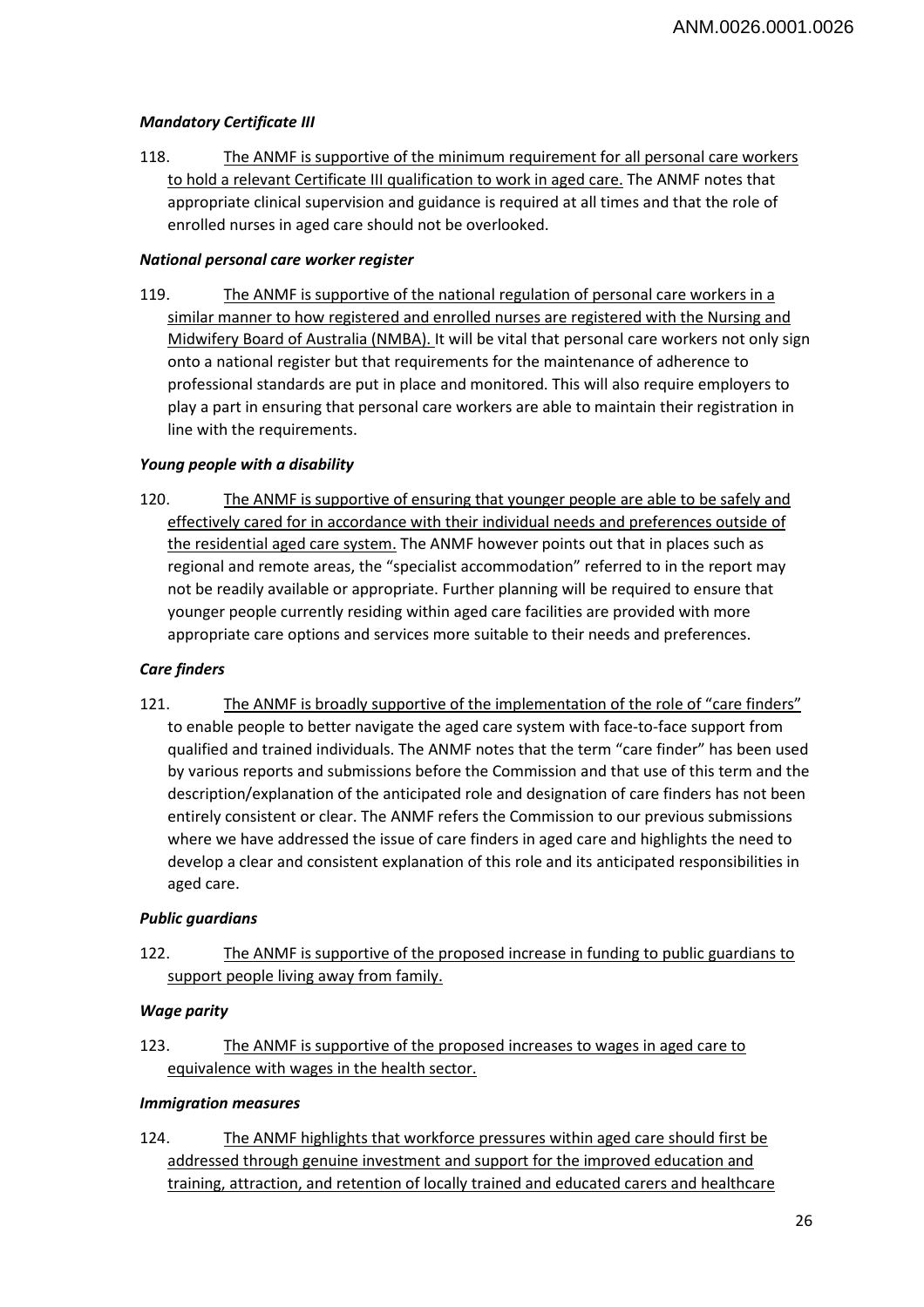***Mandatory Certificate III***

118. The ANMF is supportive of the minimum requirement for all personal care workers to hold a relevant Certificate III qualification to work in aged care. The ANMF notes that appropriate clinical supervision and guidance is required at all times and that the role of enrolled nurses in aged care should not be overlooked.

***National personal care worker register***

119. The ANMF is supportive of the national regulation of personal care workers in a similar manner to how registered and enrolled nurses are registered with the Nursing and Midwifery Board of Australia (NMBA). It will be vital that personal care workers not only sign onto a national register but that requirements for the maintenance of adherence to professional standards are put in place and monitored. This will also require employers to play a part in ensuring that personal care workers are able to maintain their registration in line with the requirements.

***Young people with a disability***

120. The ANMF is supportive of ensuring that younger people are able to be safely and effectively cared for in accordance with their individual needs and preferences outside of the residential aged care system. The ANMF however points out that in places such as regional and remote areas, the "specialist accommodation" referred to in the report may not be readily available or appropriate. Further planning will be required to ensure that younger people currently residing within aged care facilities are provided with more appropriate care options and services more suitable to their needs and preferences.

***Care finders***

121. The ANMF is broadly supportive of the implementation of the role of "care finders" to enable people to better navigate the aged care system with face-to-face support from qualified and trained individuals. The ANMF notes that the term "care finder" has been used by various reports and submissions before the Commission and that use of this term and the description/explanation of the anticipated role and designation of care finders has not been entirely consistent or clear. The ANMF refers the Commission to our previous submissions where we have addressed the issue of care finders in aged care and highlights the need to develop a clear and consistent explanation of this role and its anticipated responsibilities in aged care.

***Public guardians***

122. The ANMF is supportive of the proposed increase in funding to public guardians to support people living away from family.

***Wage parity***

123. The ANMF is supportive of the proposed increases to wages in aged care to equivalence with wages in the health sector.

***Immigration measures***

124. The ANMF highlights that workforce pressures within aged care should first be addressed through genuine investment and support for the improved education and training, attraction, and retention of locally trained and educated carers and healthcare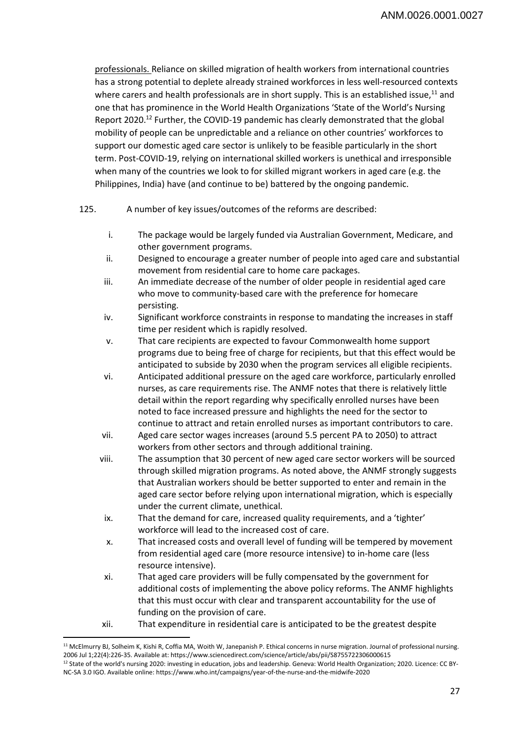professionals. Reliance on skilled migration of health workers from international countries has a strong potential to deplete already strained workforces in less well-resourced contexts where carers and health professionals are in short supply. This is an established issue,[11] and one that has prominence in the World Health Organizations 'State of the World's Nursing Report 2020.[12] Further, the COVID-19 pandemic has clearly demonstrated that the global mobility of people can be unpredictable and a reliance on other countries' workforces to support our domestic aged care sector is unlikely to be feasible particularly in the short term. Post-COVID-19, relying on international skilled workers is unethical and irresponsible when many of the countries we look to for skilled migrant workers in aged care (e.g. the Philippines, India) have (and continue to be) battered by the ongoing pandemic.

125. A number of key issues/outcomes of the reforms are described:

i. The package would be largely funded via Australian Government, Medicare, and other government programs.

ii. Designed to encourage a greater number of people into aged care and substantial movement from residential care to home care packages.

iii. An immediate decrease of the number of older people in residential aged care who move to community-based care with the preference for homecare persisting.

iv. Significant workforce constraints in response to mandating the increases in staff time per resident which is rapidly resolved.

v. That care recipients are expected to favour Commonwealth home support programs due to being free of charge for recipients, but that this effect would be anticipated to subside by 2030 when the program services all eligible recipients.

vi. Anticipated additional pressure on the aged care workforce, particularly enrolled nurses, as care requirements rise. The ANMF notes that there is relatively little detail within the report regarding why specifically enrolled nurses have been noted to face increased pressure and highlights the need for the sector to continue to attract and retain enrolled nurses as important contributors to care.

vii. Aged care sector wages increases (around 5.5 percent PA to 2050) to attract workers from other sectors and through additional training.

viii. The assumption that 30 percent of new aged care sector workers will be sourced through skilled migration programs. As noted above, the ANMF strongly suggests that Australian workers should be better supported to enter and remain in the aged care sector before relying upon international migration, which is especially under the current climate, unethical.

ix. That the demand for care, increased quality requirements, and a 'tighter' workforce will lead to the increased cost of care.

x. That increased costs and overall level of funding will be tempered by movement from residential aged care (more resource intensive) to in-home care (less resource intensive).

xi. That aged care providers will be fully compensated by the government for additional costs of implementing the above policy reforms. The ANMF highlights that this must occur with clear and transparent accountability for the use of funding on the provision of care.

xii. That expenditure in residential care is anticipated to be the greatest despite

[11] McElmurry BJ, Solheim K, Kishi R, Coffia MA, Woith W, Janepanish P. Ethical concerns in nurse migration. Journal of professional nursing. 2006 Jul 1;22(4):226-35. Available at: https://www.sciencedirect.com/science/article/abs/pii/S8755722306000615

[12] State of the world's nursing 2020: investing in education, jobs and leadership. Geneva: World Health Organization; 2020. Licence: CC BY-NC-SA 3.0 IGO. Available online: https://www.who.int/campaigns/year-of-the-nurse-and-the-midwife-2020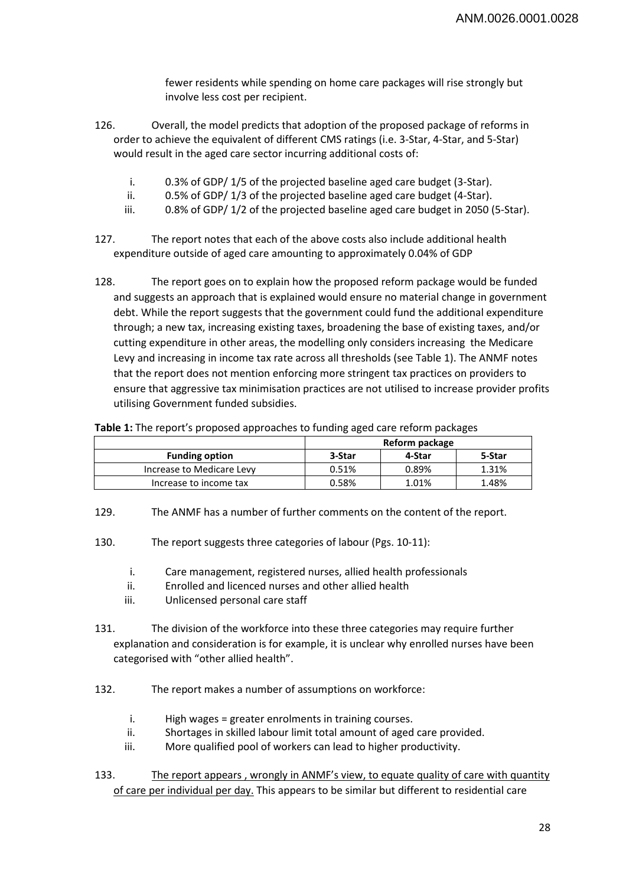fewer residents while spending on home care packages will rise strongly but involve less cost per recipient.

126. Overall, the model predicts that adoption of the proposed package of reforms in order to achieve the equivalent of different CMS ratings (i.e. 3-Star, 4-Star, and 5-Star) would result in the aged care sector incurring additional costs of:

   i. 0.3% of GDP/ 1/5 of the projected baseline aged care budget (3-Star).
   ii. 0.5% of GDP/ 1/3 of the projected baseline aged care budget (4-Star).
   iii. 0.8% of GDP/ 1/2 of the projected baseline aged care budget in 2050 (5-Star).

127. The report notes that each of the above costs also include additional health expenditure outside of aged care amounting to approximately 0.04% of GDP

128. The report goes on to explain how the proposed reform package would be funded and suggests an approach that is explained would ensure no material change in government debt. While the report suggests that the government could fund the additional expenditure through; a new tax, increasing existing taxes, broadening the base of existing taxes, and/or cutting expenditure in other areas, the modelling only considers increasing the Medicare Levy and increasing in income tax rate across all thresholds (see Table 1). The ANMF notes that the report does not mention enforcing more stringent tax practices on providers to ensure that aggressive tax minimisation practices are not utilised to increase provider profits utilising Government funded subsidies.

**Table 1:** The report's proposed approaches to funding aged care reform packages

| | Reform package | | |
|---|---|---|---|
| **Funding option** | **3-Star** | **4-Star** | **5-Star** |
| Increase to Medicare Levy | 0.51% | 0.89% | 1.31% |
| Increase to income tax | 0.58% | 1.01% | 1.48% |

129. The ANMF has a number of further comments on the content of the report.

130. The report suggests three categories of labour (Pgs. 10-11):

   i. Care management, registered nurses, allied health professionals
   ii. Enrolled and licenced nurses and other allied health
   iii. Unlicensed personal care staff

131. The division of the workforce into these three categories may require further explanation and consideration is for example, it is unclear why enrolled nurses have been categorised with "other allied health".

132. The report makes a number of assumptions on workforce:

   i. High wages = greater enrolments in training courses.
   ii. Shortages in skilled labour limit total amount of aged care provided.
   iii. More qualified pool of workers can lead to higher productivity.

133. <u>The report appears , wrongly in ANMF's view, to equate quality of care with quantity of care per individual per day.</u> This appears to be similar but different to residential care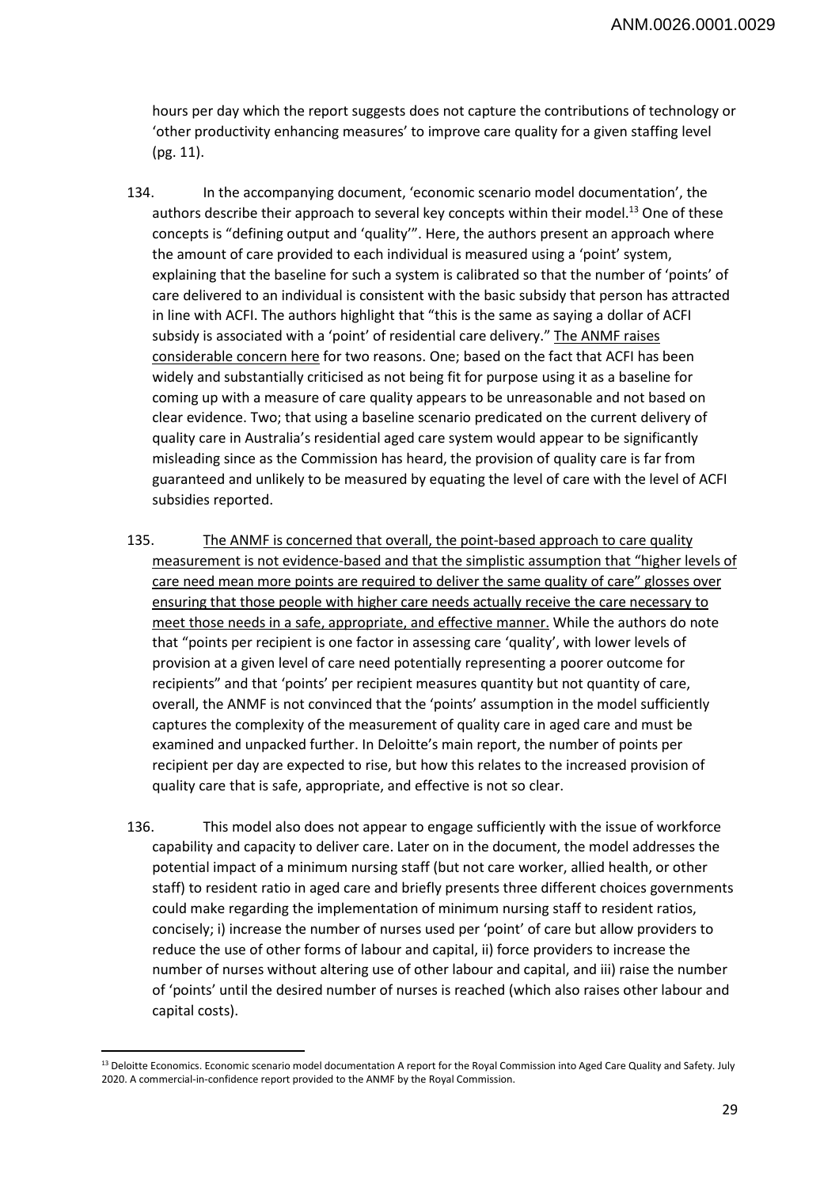hours per day which the report suggests does not capture the contributions of technology or 'other productivity enhancing measures' to improve care quality for a given staffing level (pg. 11).

134. In the accompanying document, 'economic scenario model documentation', the authors describe their approach to several key concepts within their model.[13] One of these concepts is "defining output and 'quality'". Here, the authors present an approach where the amount of care provided to each individual is measured using a 'point' system, explaining that the baseline for such a system is calibrated so that the number of 'points' of care delivered to an individual is consistent with the basic subsidy that person has attracted in line with ACFI. The authors highlight that "this is the same as saying a dollar of ACFI subsidy is associated with a 'point' of residential care delivery." <u>The ANMF raises considerable concern here</u> for two reasons. One; based on the fact that ACFI has been widely and substantially criticised as not being fit for purpose using it as a baseline for coming up with a measure of care quality appears to be unreasonable and not based on clear evidence. Two; that using a baseline scenario predicated on the current delivery of quality care in Australia's residential aged care system would appear to be significantly misleading since as the Commission has heard, the provision of quality care is far from guaranteed and unlikely to be measured by equating the level of care with the level of ACFI subsidies reported.

135. <u>The ANMF is concerned that overall, the point-based approach to care quality measurement is not evidence-based and that the simplistic assumption that "higher levels of care need mean more points are required to deliver the same quality of care" glosses over ensuring that those people with higher care needs actually receive the care necessary to meet those needs in a safe, appropriate, and effective manner.</u> While the authors do note that "points per recipient is one factor in assessing care 'quality', with lower levels of provision at a given level of care need potentially representing a poorer outcome for recipients" and that 'points' per recipient measures quantity but not quantity of care, overall, the ANMF is not convinced that the 'points' assumption in the model sufficiently captures the complexity of the measurement of quality care in aged care and must be examined and unpacked further. In Deloitte's main report, the number of points per recipient per day are expected to rise, but how this relates to the increased provision of quality care that is safe, appropriate, and effective is not so clear.

136. This model also does not appear to engage sufficiently with the issue of workforce capability and capacity to deliver care. Later on in the document, the model addresses the potential impact of a minimum nursing staff (but not care worker, allied health, or other staff) to resident ratio in aged care and briefly presents three different choices governments could make regarding the implementation of minimum nursing staff to resident ratios, concisely; i) increase the number of nurses used per 'point' of care but allow providers to reduce the use of other forms of labour and capital, ii) force providers to increase the number of nurses without altering use of other labour and capital, and iii) raise the number of 'points' until the desired number of nurses is reached (which also raises other labour and capital costs).

---

[13] Deloitte Economics. Economic scenario model documentation A report for the Royal Commission into Aged Care Quality and Safety. July 2020. A commercial-in-confidence report provided to the ANMF by the Royal Commission.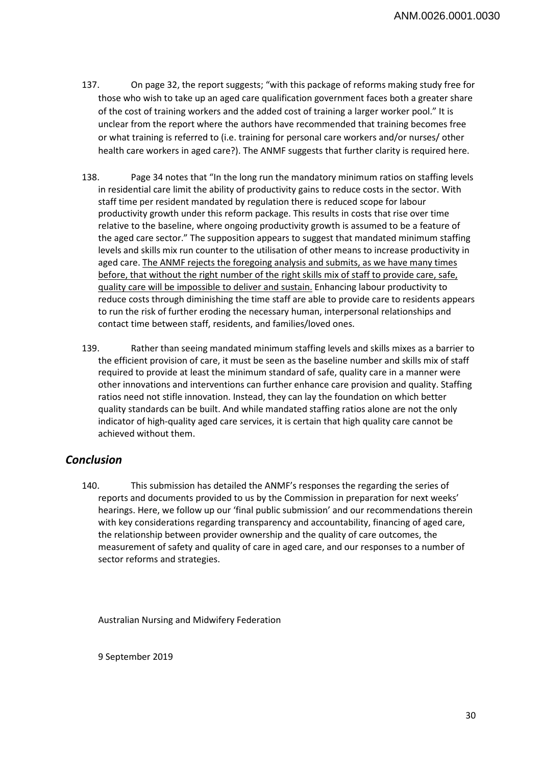137. On page 32, the report suggests; "with this package of reforms making study free for those who wish to take up an aged care qualification government faces both a greater share of the cost of training workers and the added cost of training a larger worker pool." It is unclear from the report where the authors have recommended that training becomes free or what training is referred to (i.e. training for personal care workers and/or nurses/ other health care workers in aged care?). The ANMF suggests that further clarity is required here.

138. Page 34 notes that "In the long run the mandatory minimum ratios on staffing levels in residential care limit the ability of productivity gains to reduce costs in the sector. With staff time per resident mandated by regulation there is reduced scope for labour productivity growth under this reform package. This results in costs that rise over time relative to the baseline, where ongoing productivity growth is assumed to be a feature of the aged care sector." The supposition appears to suggest that mandated minimum staffing levels and skills mix run counter to the utilisation of other means to increase productivity in aged care. <u>The ANMF rejects the foregoing analysis and submits, as we have many times before, that without the right number of the right skills mix of staff to provide care, safe, quality care will be impossible to deliver and sustain.</u> Enhancing labour productivity to reduce costs through diminishing the time staff are able to provide care to residents appears to run the risk of further eroding the necessary human, interpersonal relationships and contact time between staff, residents, and families/loved ones.

139. Rather than seeing mandated minimum staffing levels and skills mixes as a barrier to the efficient provision of care, it must be seen as the baseline number and skills mix of staff required to provide at least the minimum standard of safe, quality care in a manner were other innovations and interventions can further enhance care provision and quality. Staffing ratios need not stifle innovation. Instead, they can lay the foundation on which better quality standards can be built. And while mandated staffing ratios alone are not the only indicator of high-quality aged care services, it is certain that high quality care cannot be achieved without them.

## *Conclusion*

140. This submission has detailed the ANMF's responses the regarding the series of reports and documents provided to us by the Commission in preparation for next weeks' hearings. Here, we follow up our 'final public submission' and our recommendations therein with key considerations regarding transparency and accountability, financing of aged care, the relationship between provider ownership and the quality of care outcomes, the measurement of safety and quality of care in aged care, and our responses to a number of sector reforms and strategies.

Australian Nursing and Midwifery Federation

9 September 2019